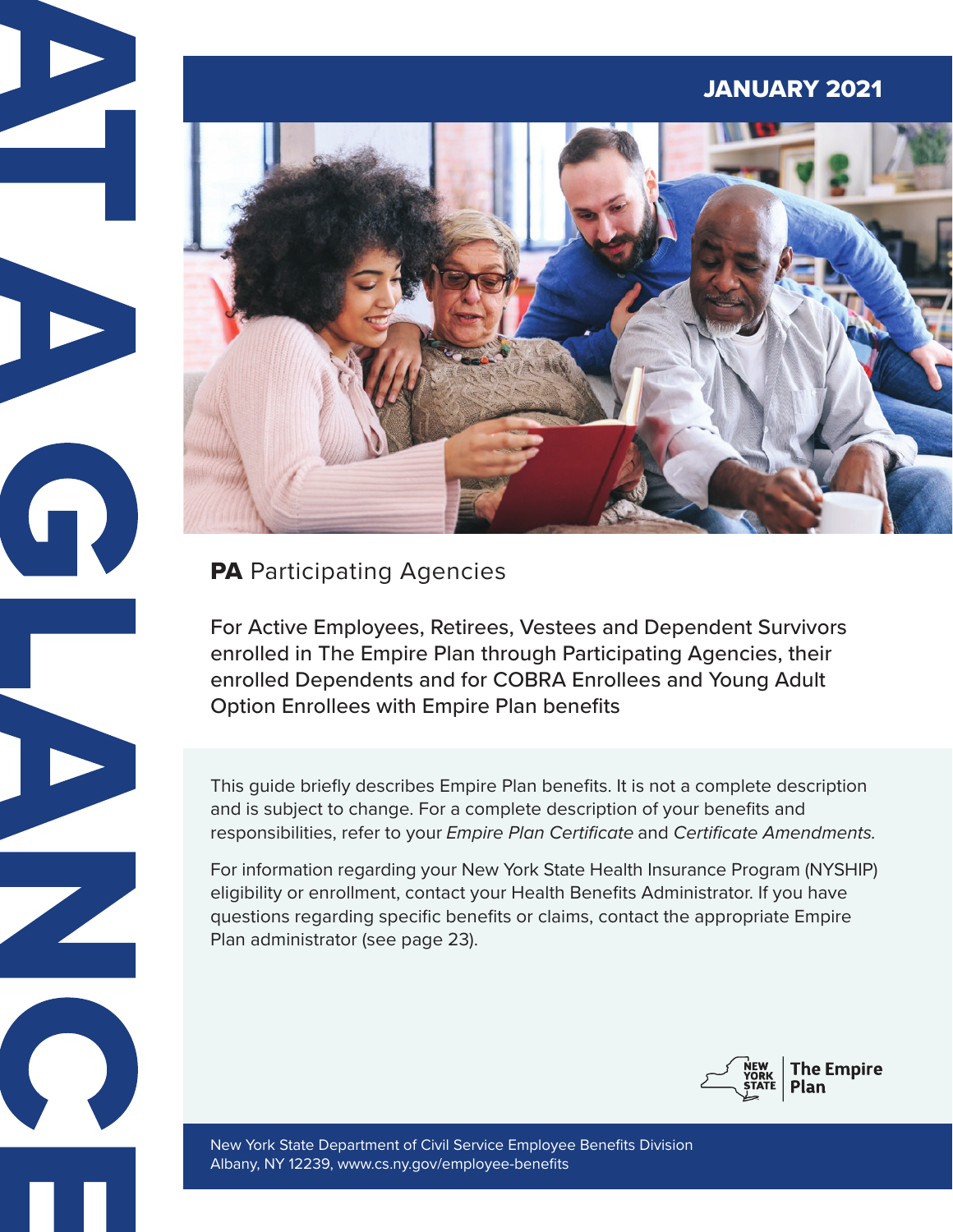# AT A GLANCE

**JANUARY 2021**

## **PA** Participating Agencies

For Active Employees, Retirees, Vestees and Dependent Survivors enrolled in The Empire Plan through Participating Agencies, their enrolled Dependents and for COBRA Enrollees and Young Adult Option Enrollees with Empire Plan benefits

This guide briefly describes Empire Plan benefits. It is not a complete description and is subject to change. For a complete description of your benefits and responsibilities, refer to your *Empire Plan Certificate* and *Certificate Amendments.*

For information regarding your New York State Health Insurance Program (NYSHIP) eligibility or enrollment, contact your Health Benefits Administrator. If you have questions regarding specific benefits or claims, contact the appropriate Empire Plan administrator (see page 23).

NEW YORK STATE | The Empire Plan

New York State Department of Civil Service Employee Benefits Division
Albany, NY 12239, www.cs.ny.gov/employee-benefits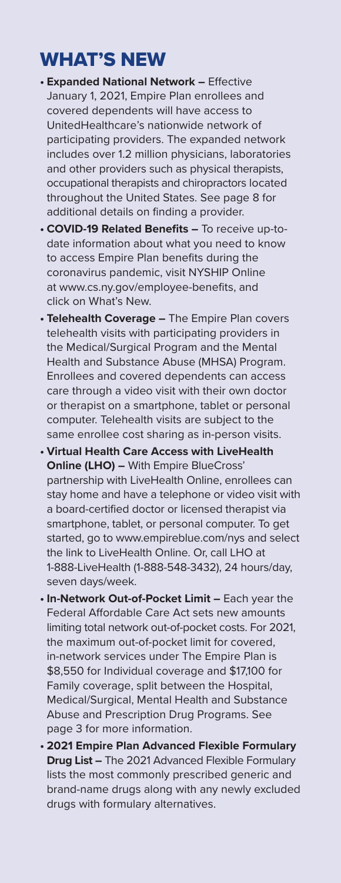# WHAT'S NEW

- **Expanded National Network –** Effective January 1, 2021, Empire Plan enrollees and covered dependents will have access to UnitedHealthcare's nationwide network of participating providers. The expanded network includes over 1.2 million physicians, laboratories and other providers such as physical therapists, occupational therapists and chiropractors located throughout the United States. See page 8 for additional details on finding a provider.
- **COVID-19 Related Benefits –** To receive up-to-date information about what you need to know to access Empire Plan benefits during the coronavirus pandemic, visit NYSHIP Online at www.cs.ny.gov/employee-benefits, and click on What's New.
- **Telehealth Coverage –** The Empire Plan covers telehealth visits with participating providers in the Medical/Surgical Program and the Mental Health and Substance Abuse (MHSA) Program. Enrollees and covered dependents can access care through a video visit with their own doctor or therapist on a smartphone, tablet or personal computer. Telehealth visits are subject to the same enrollee cost sharing as in-person visits.
- **Virtual Health Care Access with LiveHealth Online (LHO) –** With Empire BlueCross' partnership with LiveHealth Online, enrollees can stay home and have a telephone or video visit with a board-certified doctor or licensed therapist via smartphone, tablet, or personal computer. To get started, go to www.empireblue.com/nys and select the link to LiveHealth Online. Or, call LHO at 1-888-LiveHealth (1-888-548-3432), 24 hours/day, seven days/week.
- **In-Network Out-of-Pocket Limit –** Each year the Federal Affordable Care Act sets new amounts limiting total network out-of-pocket costs. For 2021, the maximum out-of-pocket limit for covered, in-network services under The Empire Plan is $8,550 for Individual coverage and $17,100 for Family coverage, split between the Hospital, Medical/Surgical, Mental Health and Substance Abuse and Prescription Drug Programs. See page 3 for more information.
- **2021 Empire Plan Advanced Flexible Formulary Drug List –** The 2021 Advanced Flexible Formulary lists the most commonly prescribed generic and brand-name drugs along with any newly excluded drugs with formulary alternatives.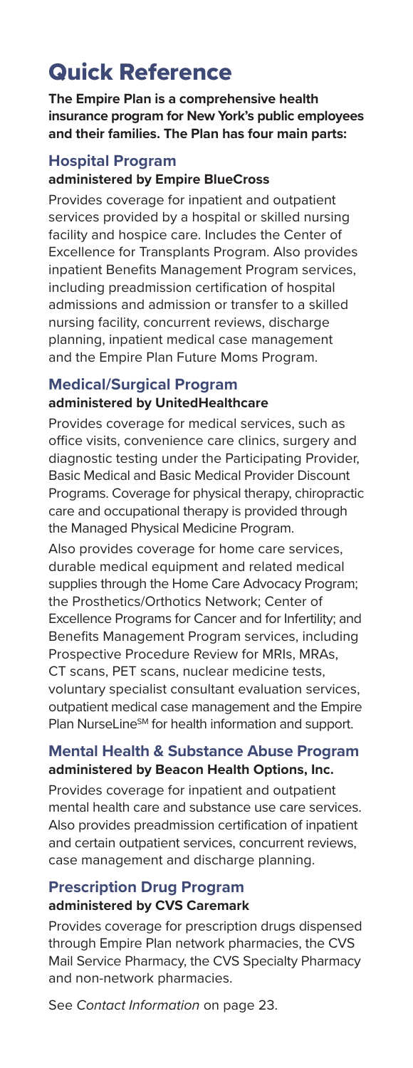# Quick Reference

**The Empire Plan is a comprehensive health insurance program for New York's public employees and their families. The Plan has four main parts:**

## Hospital Program

**administered by Empire BlueCross**

Provides coverage for inpatient and outpatient services provided by a hospital or skilled nursing facility and hospice care. Includes the Center of Excellence for Transplants Program. Also provides inpatient Benefits Management Program services, including preadmission certification of hospital admissions and admission or transfer to a skilled nursing facility, concurrent reviews, discharge planning, inpatient medical case management and the Empire Plan Future Moms Program.

## Medical/Surgical Program

**administered by UnitedHealthcare**

Provides coverage for medical services, such as office visits, convenience care clinics, surgery and diagnostic testing under the Participating Provider, Basic Medical and Basic Medical Provider Discount Programs. Coverage for physical therapy, chiropractic care and occupational therapy is provided through the Managed Physical Medicine Program.

Also provides coverage for home care services, durable medical equipment and related medical supplies through the Home Care Advocacy Program; the Prosthetics/Orthotics Network; Center of Excellence Programs for Cancer and for Infertility; and Benefits Management Program services, including Prospective Procedure Review for MRIs, MRAs, CT scans, PET scans, nuclear medicine tests, voluntary specialist consultant evaluation services, outpatient medical case management and the Empire Plan NurseLine℠ for health information and support.

## Mental Health & Substance Abuse Program

**administered by Beacon Health Options, Inc.**

Provides coverage for inpatient and outpatient mental health care and substance use care services. Also provides preadmission certification of inpatient and certain outpatient services, concurrent reviews, case management and discharge planning.

## Prescription Drug Program

**administered by CVS Caremark**

Provides coverage for prescription drugs dispensed through Empire Plan network pharmacies, the CVS Mail Service Pharmacy, the CVS Specialty Pharmacy and non-network pharmacies.

See *Contact Information* on page 23.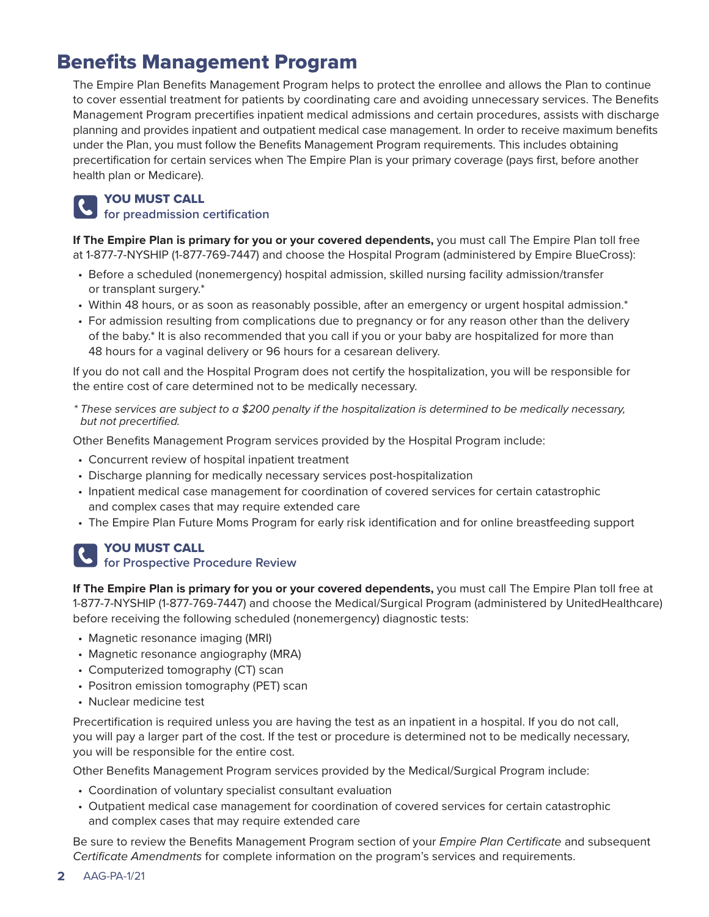# Benefits Management Program

The Empire Plan Benefits Management Program helps to protect the enrollee and allows the Plan to continue to cover essential treatment for patients by coordinating care and avoiding unnecessary services. The Benefits Management Program precertifies inpatient medical admissions and certain procedures, assists with discharge planning and provides inpatient and outpatient medical case management. In order to receive maximum benefits under the Plan, you must follow the Benefits Management Program requirements. This includes obtaining precertification for certain services when The Empire Plan is your primary coverage (pays first, before another health plan or Medicare).

## YOU MUST CALL
### for preadmission certification

**If The Empire Plan is primary for you or your covered dependents,** you must call The Empire Plan toll free at 1-877-7-NYSHIP (1-877-769-7447) and choose the Hospital Program (administered by Empire BlueCross):

- Before a scheduled (nonemergency) hospital admission, skilled nursing facility admission/transfer or transplant surgery.*
- Within 48 hours, or as soon as reasonably possible, after an emergency or urgent hospital admission.*
- For admission resulting from complications due to pregnancy or for any reason other than the delivery of the baby.* It is also recommended that you call if you or your baby are hospitalized for more than 48 hours for a vaginal delivery or 96 hours for a cesarean delivery.

If you do not call and the Hospital Program does not certify the hospitalization, you will be responsible for the entire cost of care determined not to be medically necessary.

*\* These services are subject to a $200 penalty if the hospitalization is determined to be medically necessary, but not precertified.*

Other Benefits Management Program services provided by the Hospital Program include:

- Concurrent review of hospital inpatient treatment
- Discharge planning for medically necessary services post-hospitalization
- Inpatient medical case management for coordination of covered services for certain catastrophic and complex cases that may require extended care
- The Empire Plan Future Moms Program for early risk identification and for online breastfeeding support

## YOU MUST CALL
### for Prospective Procedure Review

**If The Empire Plan is primary for you or your covered dependents,** you must call The Empire Plan toll free at 1-877-7-NYSHIP (1-877-769-7447) and choose the Medical/Surgical Program (administered by UnitedHealthcare) before receiving the following scheduled (nonemergency) diagnostic tests:

- Magnetic resonance imaging (MRI)
- Magnetic resonance angiography (MRA)
- Computerized tomography (CT) scan
- Positron emission tomography (PET) scan
- Nuclear medicine test

Precertification is required unless you are having the test as an inpatient in a hospital. If you do not call, you will pay a larger part of the cost. If the test or procedure is determined not to be medically necessary, you will be responsible for the entire cost.

Other Benefits Management Program services provided by the Medical/Surgical Program include:

- Coordination of voluntary specialist consultant evaluation
- Outpatient medical case management for coordination of covered services for certain catastrophic and complex cases that may require extended care

Be sure to review the Benefits Management Program section of your *Empire Plan Certificate* and subsequent *Certificate Amendments* for complete information on the program's services and requirements.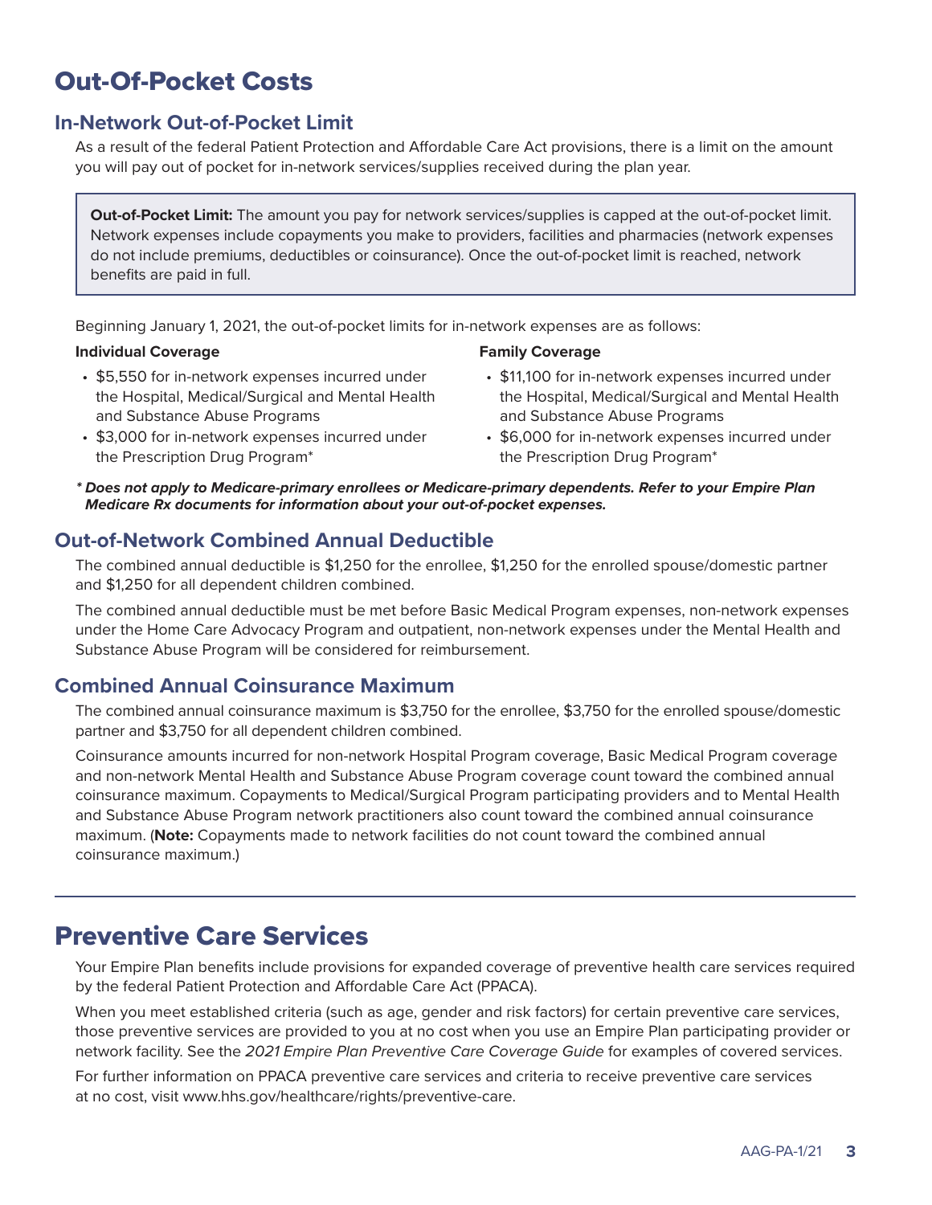# Out-Of-Pocket Costs

## In-Network Out-of-Pocket Limit

As a result of the federal Patient Protection and Affordable Care Act provisions, there is a limit on the amount you will pay out of pocket for in-network services/supplies received during the plan year.

> **Out-of-Pocket Limit:** The amount you pay for network services/supplies is capped at the out-of-pocket limit. Network expenses include copayments you make to providers, facilities and pharmacies (network expenses do not include premiums, deductibles or coinsurance). Once the out-of-pocket limit is reached, network benefits are paid in full.

Beginning January 1, 2021, the out-of-pocket limits for in-network expenses are as follows:

**Individual Coverage**

- $5,550 for in-network expenses incurred under the Hospital, Medical/Surgical and Mental Health and Substance Abuse Programs
- $3,000 for in-network expenses incurred under the Prescription Drug Program*

**Family Coverage**

- $11,100 for in-network expenses incurred under the Hospital, Medical/Surgical and Mental Health and Substance Abuse Programs
- $6,000 for in-network expenses incurred under the Prescription Drug Program*

***\* Does not apply to Medicare-primary enrollees or Medicare-primary dependents. Refer to your Empire Plan Medicare Rx documents for information about your out-of-pocket expenses.***

## Out-of-Network Combined Annual Deductible

The combined annual deductible is $1,250 for the enrollee, $1,250 for the enrolled spouse/domestic partner and $1,250 for all dependent children combined.

The combined annual deductible must be met before Basic Medical Program expenses, non-network expenses under the Home Care Advocacy Program and outpatient, non-network expenses under the Mental Health and Substance Abuse Program will be considered for reimbursement.

## Combined Annual Coinsurance Maximum

The combined annual coinsurance maximum is $3,750 for the enrollee, $3,750 for the enrolled spouse/domestic partner and $3,750 for all dependent children combined.

Coinsurance amounts incurred for non-network Hospital Program coverage, Basic Medical Program coverage and non-network Mental Health and Substance Abuse Program coverage count toward the combined annual coinsurance maximum. Copayments to Medical/Surgical Program participating providers and to Mental Health and Substance Abuse Program network practitioners also count toward the combined annual coinsurance maximum. (**Note:** Copayments made to network facilities do not count toward the combined annual coinsurance maximum.)

# Preventive Care Services

Your Empire Plan benefits include provisions for expanded coverage of preventive health care services required by the federal Patient Protection and Affordable Care Act (PPACA).

When you meet established criteria (such as age, gender and risk factors) for certain preventive care services, those preventive services are provided to you at no cost when you use an Empire Plan participating provider or network facility. See the *2021 Empire Plan Preventive Care Coverage Guide* for examples of covered services.

For further information on PPACA preventive care services and criteria to receive preventive care services at no cost, visit www.hhs.gov/healthcare/rights/preventive-care.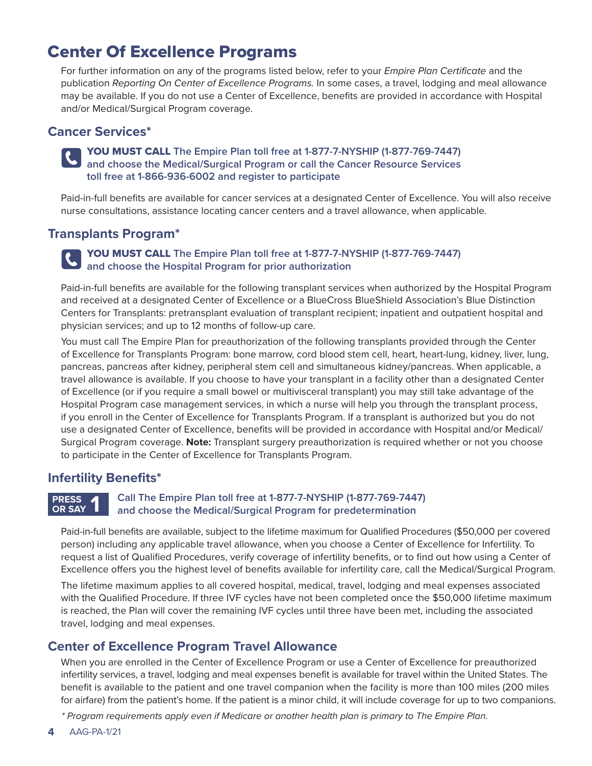# Center Of Excellence Programs

For further information on any of the programs listed below, refer to your *Empire Plan Certificate* and the publication *Reporting On Center of Excellence Programs.* In some cases, a travel, lodging and meal allowance may be available. If you do not use a Center of Excellence, benefits are provided in accordance with Hospital and/or Medical/Surgical Program coverage.

## Cancer Services*

**YOU MUST CALL The Empire Plan toll free at 1-877-7-NYSHIP (1-877-769-7447) and choose the Medical/Surgical Program or call the Cancer Resource Services toll free at 1-866-936-6002 and register to participate**

Paid-in-full benefits are available for cancer services at a designated Center of Excellence. You will also receive nurse consultations, assistance locating cancer centers and a travel allowance, when applicable.

## Transplants Program*

**YOU MUST CALL The Empire Plan toll free at 1-877-7-NYSHIP (1-877-769-7447) and choose the Hospital Program for prior authorization**

Paid-in-full benefits are available for the following transplant services when authorized by the Hospital Program and received at a designated Center of Excellence or a BlueCross BlueShield Association's Blue Distinction Centers for Transplants: pretransplant evaluation of transplant recipient; inpatient and outpatient hospital and physician services; and up to 12 months of follow-up care.

You must call The Empire Plan for preauthorization of the following transplants provided through the Center of Excellence for Transplants Program: bone marrow, cord blood stem cell, heart, heart-lung, kidney, liver, lung, pancreas, pancreas after kidney, peripheral stem cell and simultaneous kidney/pancreas. When applicable, a travel allowance is available. If you choose to have your transplant in a facility other than a designated Center of Excellence (or if you require a small bowel or multivisceral transplant) you may still take advantage of the Hospital Program case management services, in which a nurse will help you through the transplant process, if you enroll in the Center of Excellence for Transplants Program. If a transplant is authorized but you do not use a designated Center of Excellence, benefits will be provided in accordance with Hospital and/or Medical/Surgical Program coverage. **Note:** Transplant surgery preauthorization is required whether or not you choose to participate in the Center of Excellence for Transplants Program.

## Infertility Benefits*

**PRESS OR SAY 1** **Call The Empire Plan toll free at 1-877-7-NYSHIP (1-877-769-7447) and choose the Medical/Surgical Program for predetermination**

Paid-in-full benefits are available, subject to the lifetime maximum for Qualified Procedures ($50,000 per covered person) including any applicable travel allowance, when you choose a Center of Excellence for Infertility. To request a list of Qualified Procedures, verify coverage of infertility benefits, or to find out how using a Center of Excellence offers you the highest level of benefits available for infertility care, call the Medical/Surgical Program.

The lifetime maximum applies to all covered hospital, medical, travel, lodging and meal expenses associated with the Qualified Procedure. If three IVF cycles have not been completed once the $50,000 lifetime maximum is reached, the Plan will cover the remaining IVF cycles until three have been met, including the associated travel, lodging and meal expenses.

## Center of Excellence Program Travel Allowance

When you are enrolled in the Center of Excellence Program or use a Center of Excellence for preauthorized infertility services, a travel, lodging and meal expenses benefit is available for travel within the United States. The benefit is available to the patient and one travel companion when the facility is more than 100 miles (200 miles for airfare) from the patient's home. If the patient is a minor child, it will include coverage for up to two companions.

*\* Program requirements apply even if Medicare or another health plan is primary to The Empire Plan.*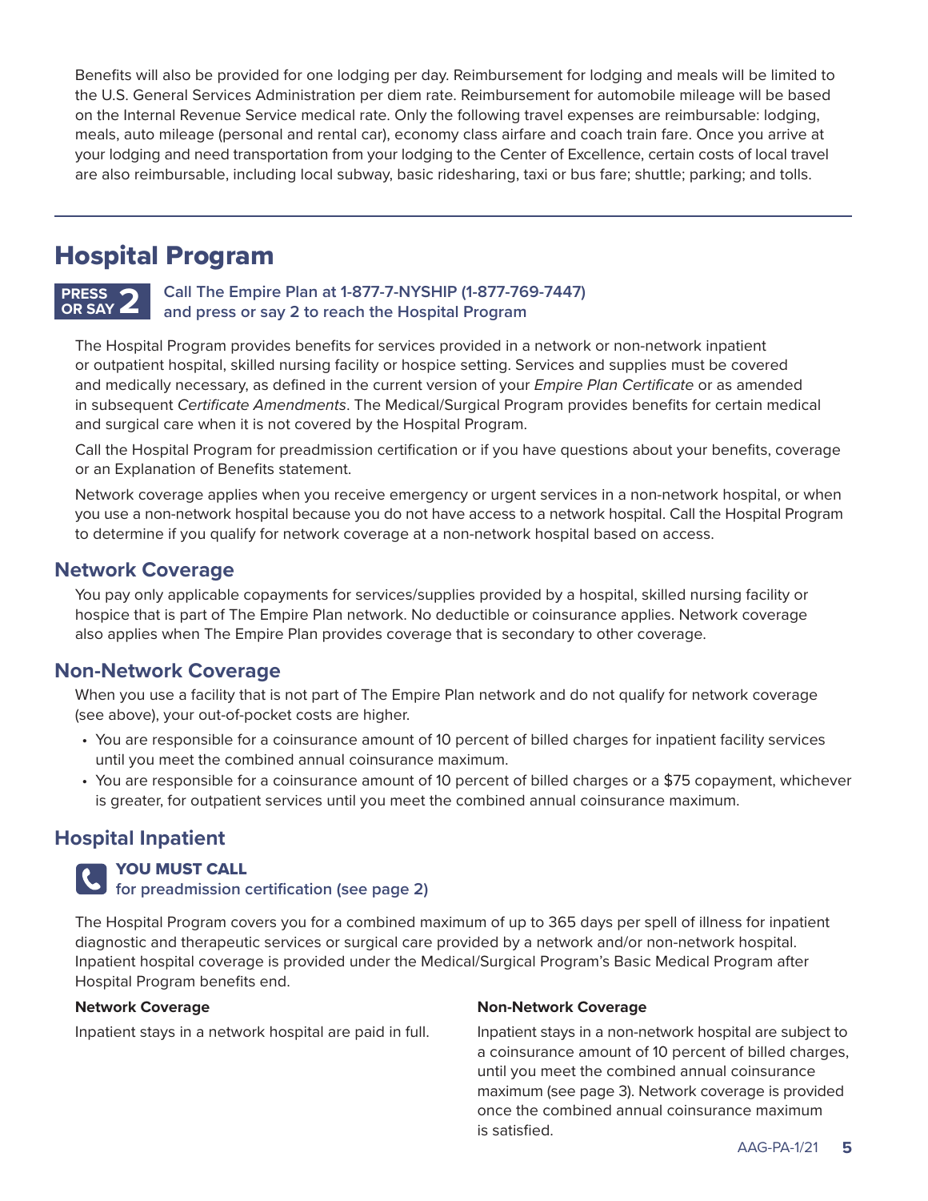Benefits will also be provided for one lodging per day. Reimbursement for lodging and meals will be limited to the U.S. General Services Administration per diem rate. Reimbursement for automobile mileage will be based on the Internal Revenue Service medical rate. Only the following travel expenses are reimbursable: lodging, meals, auto mileage (personal and rental car), economy class airfare and coach train fare. Once you arrive at your lodging and need transportation from your lodging to the Center of Excellence, certain costs of local travel are also reimbursable, including local subway, basic ridesharing, taxi or bus fare; shuttle; parking; and tolls.

# Hospital Program

**PRESS OR SAY 2** **Call The Empire Plan at 1-877-7-NYSHIP (1-877-769-7447) and press or say 2 to reach the Hospital Program**

The Hospital Program provides benefits for services provided in a network or non-network inpatient or outpatient hospital, skilled nursing facility or hospice setting. Services and supplies must be covered and medically necessary, as defined in the current version of your *Empire Plan Certificate* or as amended in subsequent *Certificate Amendments*. The Medical/Surgical Program provides benefits for certain medical and surgical care when it is not covered by the Hospital Program.

Call the Hospital Program for preadmission certification or if you have questions about your benefits, coverage or an Explanation of Benefits statement.

Network coverage applies when you receive emergency or urgent services in a non-network hospital, or when you use a non-network hospital because you do not have access to a network hospital. Call the Hospital Program to determine if you qualify for network coverage at a non-network hospital based on access.

## Network Coverage

You pay only applicable copayments for services/supplies provided by a hospital, skilled nursing facility or hospice that is part of The Empire Plan network. No deductible or coinsurance applies. Network coverage also applies when The Empire Plan provides coverage that is secondary to other coverage.

## Non-Network Coverage

When you use a facility that is not part of The Empire Plan network and do not qualify for network coverage (see above), your out-of-pocket costs are higher.

- You are responsible for a coinsurance amount of 10 percent of billed charges for inpatient facility services until you meet the combined annual coinsurance maximum.
- You are responsible for a coinsurance amount of 10 percent of billed charges or a $75 copayment, whichever is greater, for outpatient services until you meet the combined annual coinsurance maximum.

## Hospital Inpatient

**YOU MUST CALL**
**for preadmission certification (see page 2)**

The Hospital Program covers you for a combined maximum of up to 365 days per spell of illness for inpatient diagnostic and therapeutic services or surgical care provided by a network and/or non-network hospital. Inpatient hospital coverage is provided under the Medical/Surgical Program's Basic Medical Program after Hospital Program benefits end.

**Network Coverage**

Inpatient stays in a network hospital are paid in full.

**Non-Network Coverage**

Inpatient stays in a non-network hospital are subject to a coinsurance amount of 10 percent of billed charges, until you meet the combined annual coinsurance maximum (see page 3). Network coverage is provided once the combined annual coinsurance maximum is satisfied.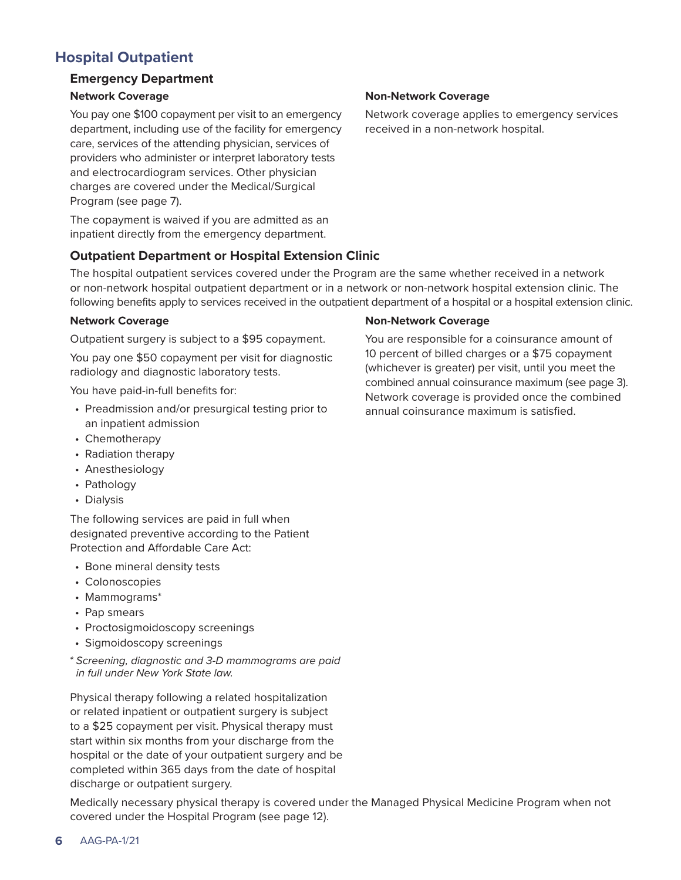## Hospital Outpatient

### Emergency Department

#### Network Coverage

You pay one $100 copayment per visit to an emergency department, including use of the facility for emergency care, services of the attending physician, services of providers who administer or interpret laboratory tests and electrocardiogram services. Other physician charges are covered under the Medical/Surgical Program (see page 7).

The copayment is waived if you are admitted as an inpatient directly from the emergency department.

#### Non-Network Coverage

Network coverage applies to emergency services received in a non-network hospital.

### Outpatient Department or Hospital Extension Clinic

The hospital outpatient services covered under the Program are the same whether received in a network or non-network hospital outpatient department or in a network or non-network hospital extension clinic. The following benefits apply to services received in the outpatient department of a hospital or a hospital extension clinic.

#### Network Coverage

Outpatient surgery is subject to a $95 copayment.

You pay one $50 copayment per visit for diagnostic radiology and diagnostic laboratory tests.

You have paid-in-full benefits for:

- Preadmission and/or presurgical testing prior to an inpatient admission
- Chemotherapy
- Radiation therapy
- Anesthesiology
- Pathology
- Dialysis

The following services are paid in full when designated preventive according to the Patient Protection and Affordable Care Act:

- Bone mineral density tests
- Colonoscopies
- Mammograms*
- Pap smears
- Proctosigmoidoscopy screenings
- Sigmoidoscopy screenings

\* *Screening, diagnostic and 3-D mammograms are paid in full under New York State law.*

Physical therapy following a related hospitalization or related inpatient or outpatient surgery is subject to a $25 copayment per visit. Physical therapy must start within six months from your discharge from the hospital or the date of your outpatient surgery and be completed within 365 days from the date of hospital discharge or outpatient surgery.

#### Non-Network Coverage

You are responsible for a coinsurance amount of 10 percent of billed charges or a $75 copayment (whichever is greater) per visit, until you meet the combined annual coinsurance maximum (see page 3). Network coverage is provided once the combined annual coinsurance maximum is satisfied.

Medically necessary physical therapy is covered under the Managed Physical Medicine Program when not covered under the Hospital Program (see page 12).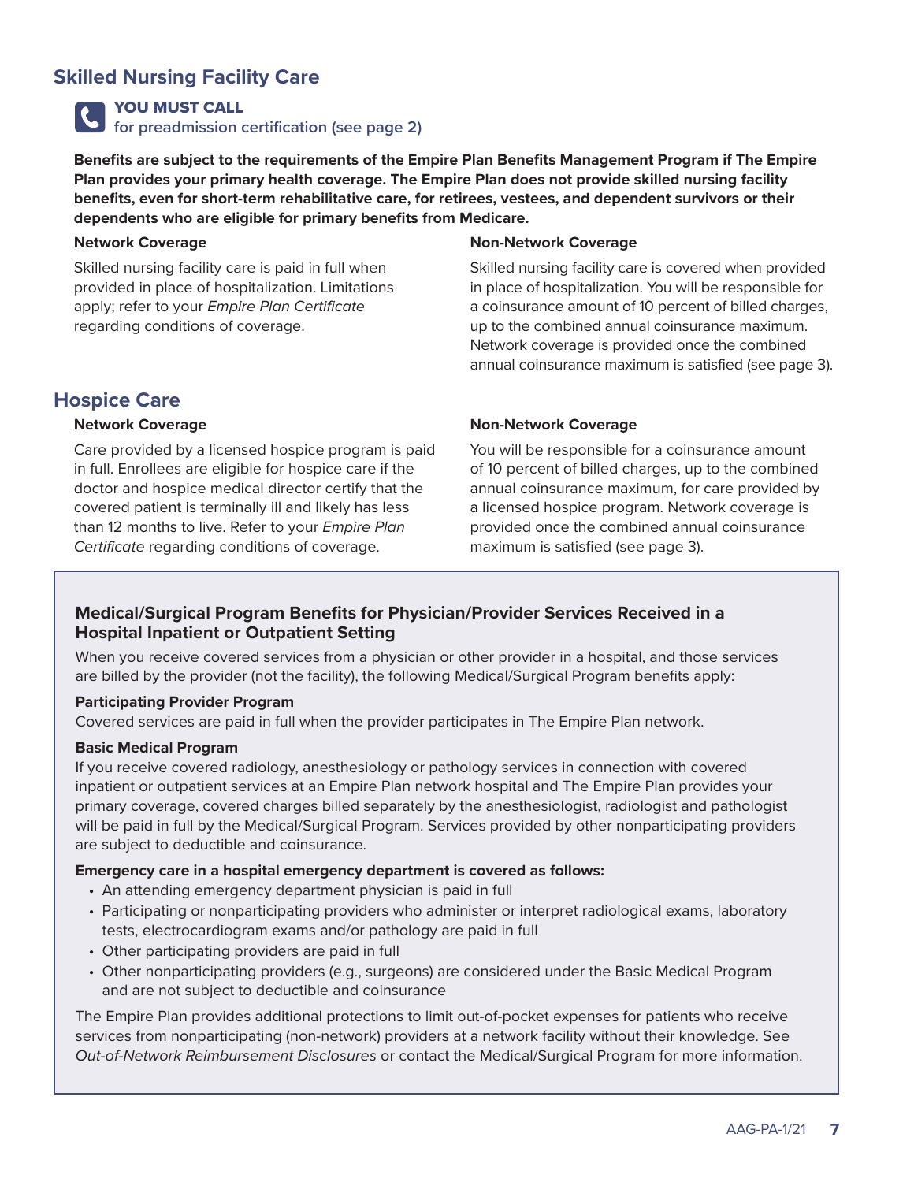## Skilled Nursing Facility Care

**YOU MUST CALL**
**for preadmission certification (see page 2)**

**Benefits are subject to the requirements of the Empire Plan Benefits Management Program if The Empire Plan provides your primary health coverage. The Empire Plan does not provide skilled nursing facility benefits, even for short-term rehabilitative care, for retirees, vestees, and dependent survivors or their dependents who are eligible for primary benefits from Medicare.**

**Network Coverage**

Skilled nursing facility care is paid in full when provided in place of hospitalization. Limitations apply; refer to your *Empire Plan Certificate* regarding conditions of coverage.

**Non-Network Coverage**

Skilled nursing facility care is covered when provided in place of hospitalization. You will be responsible for a coinsurance amount of 10 percent of billed charges, up to the combined annual coinsurance maximum. Network coverage is provided once the combined annual coinsurance maximum is satisfied (see page 3).

## Hospice Care

**Network Coverage**

Care provided by a licensed hospice program is paid in full. Enrollees are eligible for hospice care if the doctor and hospice medical director certify that the covered patient is terminally ill and likely has less than 12 months to live. Refer to your *Empire Plan Certificate* regarding conditions of coverage.

**Non-Network Coverage**

You will be responsible for a coinsurance amount of 10 percent of billed charges, up to the combined annual coinsurance maximum, for care provided by a licensed hospice program. Network coverage is provided once the combined annual coinsurance maximum is satisfied (see page 3).

### Medical/Surgical Program Benefits for Physician/Provider Services Received in a Hospital Inpatient or Outpatient Setting

When you receive covered services from a physician or other provider in a hospital, and those services are billed by the provider (not the facility), the following Medical/Surgical Program benefits apply:

**Participating Provider Program**
Covered services are paid in full when the provider participates in The Empire Plan network.

**Basic Medical Program**
If you receive covered radiology, anesthesiology or pathology services in connection with covered inpatient or outpatient services at an Empire Plan network hospital and The Empire Plan provides your primary coverage, covered charges billed separately by the anesthesiologist, radiologist and pathologist will be paid in full by the Medical/Surgical Program. Services provided by other nonparticipating providers are subject to deductible and coinsurance.

**Emergency care in a hospital emergency department is covered as follows:**

- An attending emergency department physician is paid in full
- Participating or nonparticipating providers who administer or interpret radiological exams, laboratory tests, electrocardiogram exams and/or pathology are paid in full
- Other participating providers are paid in full
- Other nonparticipating providers (e.g., surgeons) are considered under the Basic Medical Program and are not subject to deductible and coinsurance

The Empire Plan provides additional protections to limit out-of-pocket expenses for patients who receive services from nonparticipating (non-network) providers at a network facility without their knowledge. See *Out-of-Network Reimbursement Disclosures* or contact the Medical/Surgical Program for more information.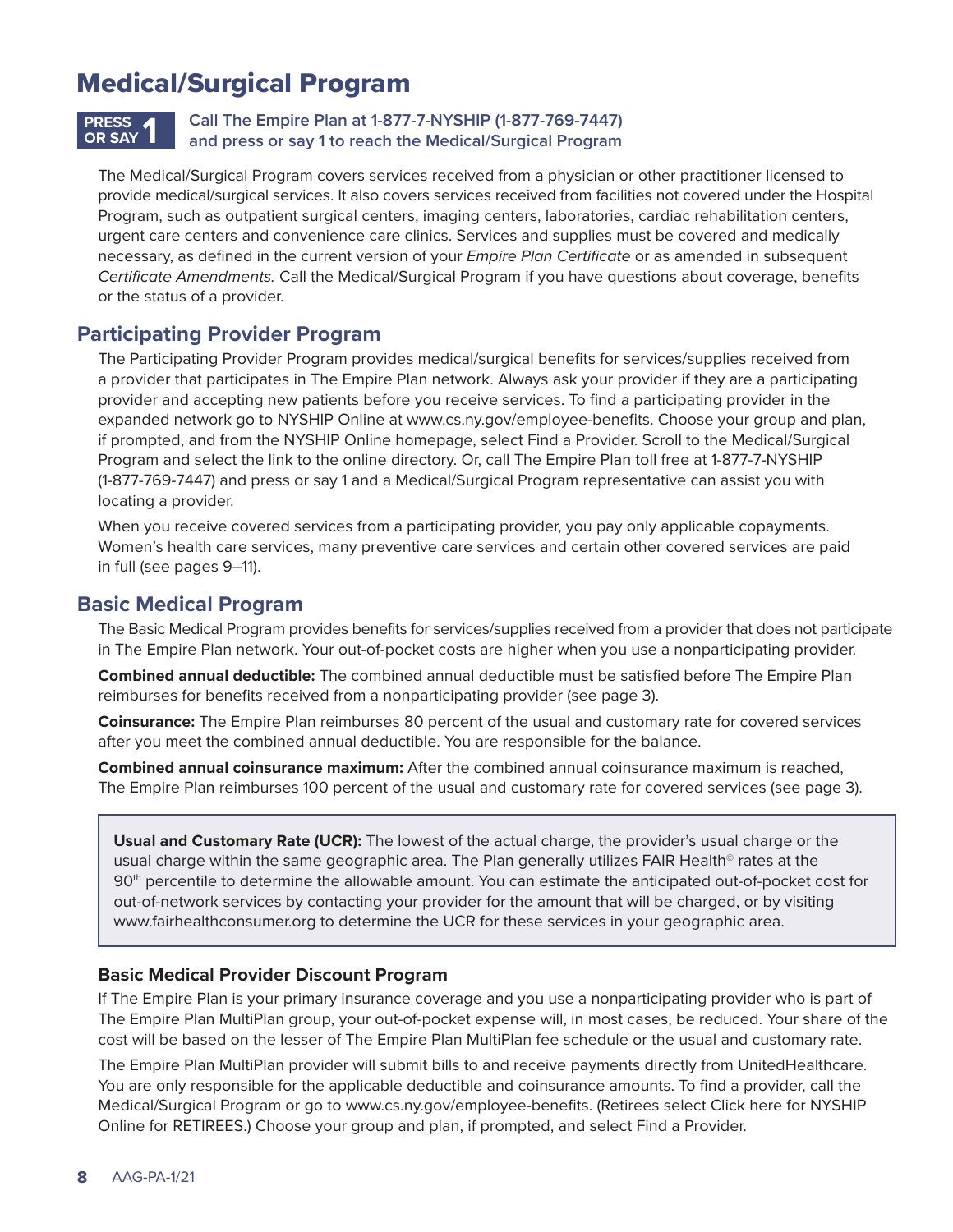# Medical/Surgical Program

**PRESS OR SAY 1** **Call The Empire Plan at 1-877-7-NYSHIP (1-877-769-7447) and press or say 1 to reach the Medical/Surgical Program**

The Medical/Surgical Program covers services received from a physician or other practitioner licensed to provide medical/surgical services. It also covers services received from facilities not covered under the Hospital Program, such as outpatient surgical centers, imaging centers, laboratories, cardiac rehabilitation centers, urgent care centers and convenience care clinics. Services and supplies must be covered and medically necessary, as defined in the current version of your *Empire Plan Certificate* or as amended in subsequent *Certificate Amendments.* Call the Medical/Surgical Program if you have questions about coverage, benefits or the status of a provider.

## Participating Provider Program

The Participating Provider Program provides medical/surgical benefits for services/supplies received from a provider that participates in The Empire Plan network. Always ask your provider if they are a participating provider and accepting new patients before you receive services. To find a participating provider in the expanded network go to NYSHIP Online at www.cs.ny.gov/employee-benefits. Choose your group and plan, if prompted, and from the NYSHIP Online homepage, select Find a Provider. Scroll to the Medical/Surgical Program and select the link to the online directory. Or, call The Empire Plan toll free at 1-877-7-NYSHIP (1-877-769-7447) and press or say 1 and a Medical/Surgical Program representative can assist you with locating a provider.

When you receive covered services from a participating provider, you pay only applicable copayments. Women's health care services, many preventive care services and certain other covered services are paid in full (see pages 9–11).

## Basic Medical Program

The Basic Medical Program provides benefits for services/supplies received from a provider that does not participate in The Empire Plan network. Your out-of-pocket costs are higher when you use a nonparticipating provider.

**Combined annual deductible:** The combined annual deductible must be satisfied before The Empire Plan reimburses for benefits received from a nonparticipating provider (see page 3).

**Coinsurance:** The Empire Plan reimburses 80 percent of the usual and customary rate for covered services after you meet the combined annual deductible. You are responsible for the balance.

**Combined annual coinsurance maximum:** After the combined annual coinsurance maximum is reached, The Empire Plan reimburses 100 percent of the usual and customary rate for covered services (see page 3).

**Usual and Customary Rate (UCR):** The lowest of the actual charge, the provider's usual charge or the usual charge within the same geographic area. The Plan generally utilizes FAIR Health© rates at the 90th percentile to determine the allowable amount. You can estimate the anticipated out-of-pocket cost for out-of-network services by contacting your provider for the amount that will be charged, or by visiting www.fairhealthconsumer.org to determine the UCR for these services in your geographic area.

### Basic Medical Provider Discount Program

If The Empire Plan is your primary insurance coverage and you use a nonparticipating provider who is part of The Empire Plan MultiPlan group, your out-of-pocket expense will, in most cases, be reduced. Your share of the cost will be based on the lesser of The Empire Plan MultiPlan fee schedule or the usual and customary rate.

The Empire Plan MultiPlan provider will submit bills to and receive payments directly from UnitedHealthcare. You are only responsible for the applicable deductible and coinsurance amounts. To find a provider, call the Medical/Surgical Program or go to www.cs.ny.gov/employee-benefits. (Retirees select Click here for NYSHIP Online for RETIREES.) Choose your group and plan, if prompted, and select Find a Provider.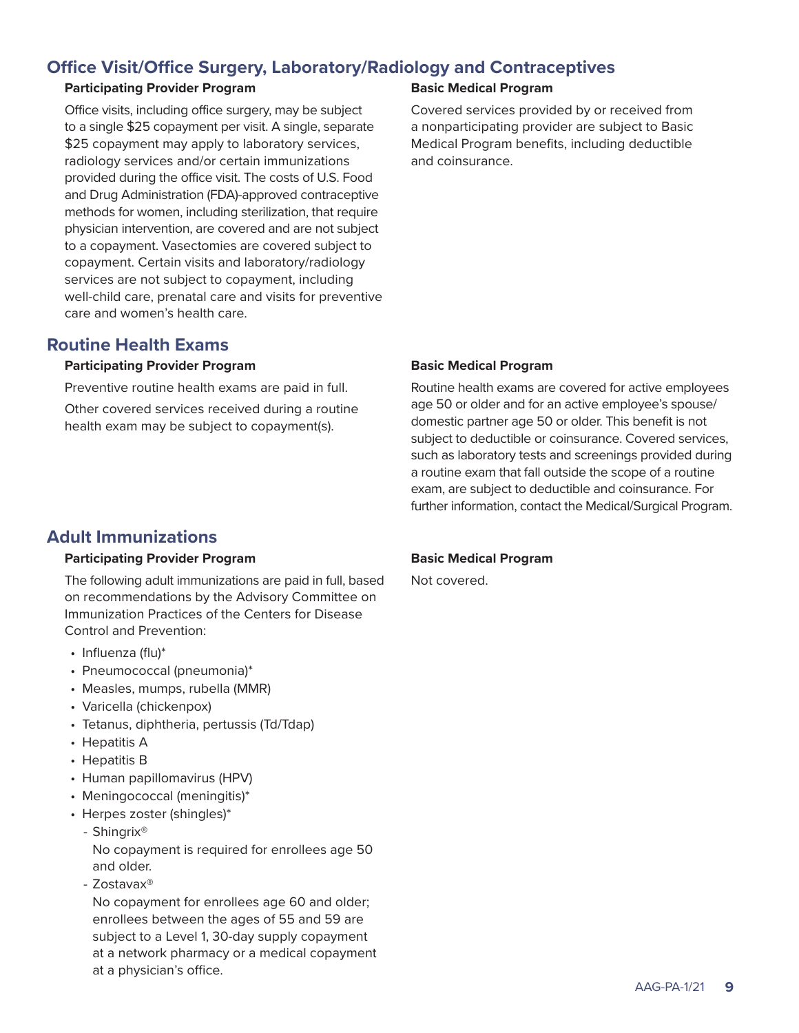## Office Visit/Office Surgery, Laboratory/Radiology and Contraceptives

### Participating Provider Program

Office visits, including office surgery, may be subject to a single $25 copayment per visit. A single, separate $25 copayment may apply to laboratory services, radiology services and/or certain immunizations provided during the office visit. The costs of U.S. Food and Drug Administration (FDA)-approved contraceptive methods for women, including sterilization, that require physician intervention, are covered and are not subject to a copayment. Vasectomies are covered subject to copayment. Certain visits and laboratory/radiology services are not subject to copayment, including well-child care, prenatal care and visits for preventive care and women's health care.

### Basic Medical Program

Covered services provided by or received from a nonparticipating provider are subject to Basic Medical Program benefits, including deductible and coinsurance.

## Routine Health Exams

### Participating Provider Program

Preventive routine health exams are paid in full.

Other covered services received during a routine health exam may be subject to copayment(s).

### Basic Medical Program

Routine health exams are covered for active employees age 50 or older and for an active employee's spouse/domestic partner age 50 or older. This benefit is not subject to deductible or coinsurance. Covered services, such as laboratory tests and screenings provided during a routine exam that fall outside the scope of a routine exam, are subject to deductible and coinsurance. For further information, contact the Medical/Surgical Program.

## Adult Immunizations

### Participating Provider Program

The following adult immunizations are paid in full, based on recommendations by the Advisory Committee on Immunization Practices of the Centers for Disease Control and Prevention:

- Influenza (flu)*
- Pneumococcal (pneumonia)*
- Measles, mumps, rubella (MMR)
- Varicella (chickenpox)
- Tetanus, diphtheria, pertussis (Td/Tdap)
- Hepatitis A
- Hepatitis B
- Human papillomavirus (HPV)
- Meningococcal (meningitis)*
- Herpes zoster (shingles)*
  - Shingrix®
    No copayment is required for enrollees age 50 and older.
  - Zostavax®
    No copayment for enrollees age 60 and older; enrollees between the ages of 55 and 59 are subject to a Level 1, 30-day supply copayment at a network pharmacy or a medical copayment at a physician's office.

### Basic Medical Program

Not covered.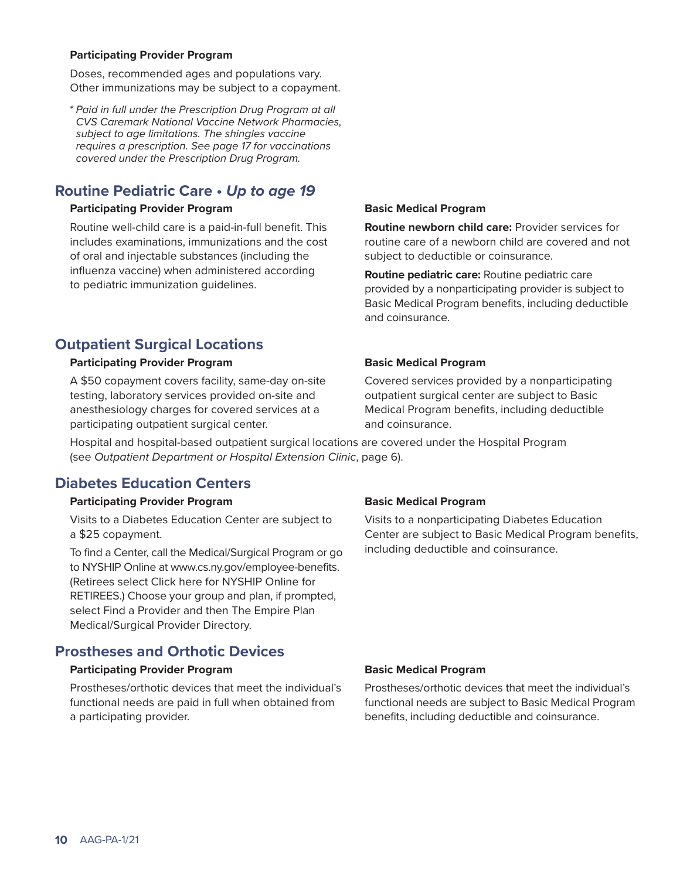**Participating Provider Program**

Doses, recommended ages and populations vary. Other immunizations may be subject to a copayment.

\* *Paid in full under the Prescription Drug Program at all CVS Caremark National Vaccine Network Pharmacies, subject to age limitations. The shingles vaccine requires a prescription. See page 17 for vaccinations covered under the Prescription Drug Program.*

## Routine Pediatric Care • *Up to age 19*

**Participating Provider Program**

Routine well-child care is a paid-in-full benefit. This includes examinations, immunizations and the cost of oral and injectable substances (including the influenza vaccine) when administered according to pediatric immunization guidelines.

**Basic Medical Program**

**Routine newborn child care:** Provider services for routine care of a newborn child are covered and not subject to deductible or coinsurance.

**Routine pediatric care:** Routine pediatric care provided by a nonparticipating provider is subject to Basic Medical Program benefits, including deductible and coinsurance.

## Outpatient Surgical Locations

**Participating Provider Program**

A $50 copayment covers facility, same-day on-site testing, laboratory services provided on-site and anesthesiology charges for covered services at a participating outpatient surgical center.

**Basic Medical Program**

Covered services provided by a nonparticipating outpatient surgical center are subject to Basic Medical Program benefits, including deductible and coinsurance.

Hospital and hospital-based outpatient surgical locations are covered under the Hospital Program (see *Outpatient Department or Hospital Extension Clinic*, page 6).

## Diabetes Education Centers

**Participating Provider Program**

Visits to a Diabetes Education Center are subject to a $25 copayment.

To find a Center, call the Medical/Surgical Program or go to NYSHIP Online at www.cs.ny.gov/employee-benefits. (Retirees select Click here for NYSHIP Online for RETIREES.) Choose your group and plan, if prompted, select Find a Provider and then The Empire Plan Medical/Surgical Provider Directory.

**Basic Medical Program**

Visits to a nonparticipating Diabetes Education Center are subject to Basic Medical Program benefits, including deductible and coinsurance.

## Prostheses and Orthotic Devices

**Participating Provider Program**

Prostheses/orthotic devices that meet the individual's functional needs are paid in full when obtained from a participating provider.

**Basic Medical Program**

Prostheses/orthotic devices that meet the individual's functional needs are subject to Basic Medical Program benefits, including deductible and coinsurance.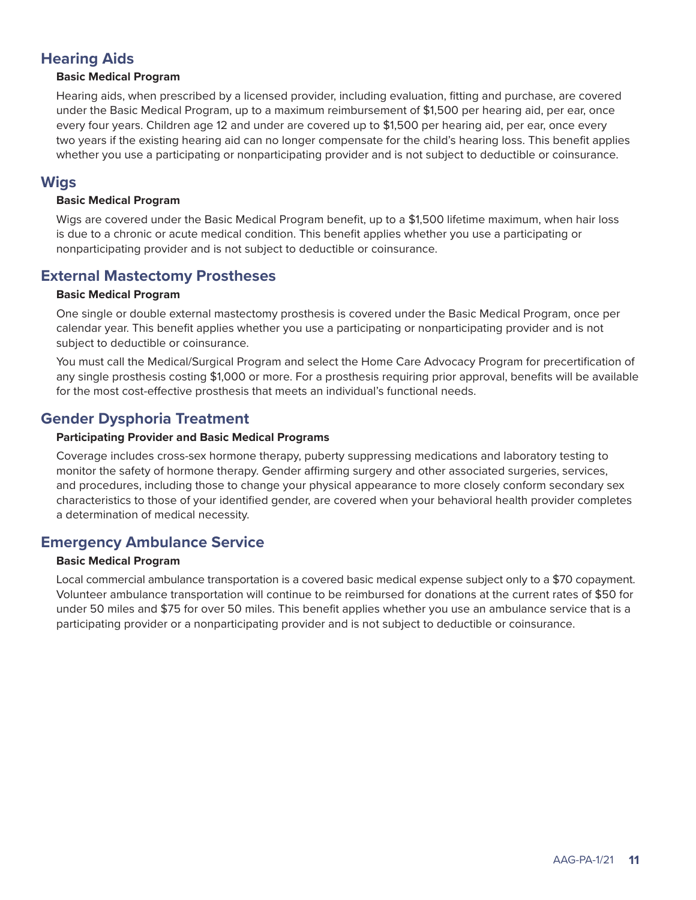## Hearing Aids

**Basic Medical Program**

Hearing aids, when prescribed by a licensed provider, including evaluation, fitting and purchase, are covered under the Basic Medical Program, up to a maximum reimbursement of $1,500 per hearing aid, per ear, once every four years. Children age 12 and under are covered up to $1,500 per hearing aid, per ear, once every two years if the existing hearing aid can no longer compensate for the child's hearing loss. This benefit applies whether you use a participating or nonparticipating provider and is not subject to deductible or coinsurance.

## Wigs

**Basic Medical Program**

Wigs are covered under the Basic Medical Program benefit, up to a $1,500 lifetime maximum, when hair loss is due to a chronic or acute medical condition. This benefit applies whether you use a participating or nonparticipating provider and is not subject to deductible or coinsurance.

## External Mastectomy Prostheses

**Basic Medical Program**

One single or double external mastectomy prosthesis is covered under the Basic Medical Program, once per calendar year. This benefit applies whether you use a participating or nonparticipating provider and is not subject to deductible or coinsurance.

You must call the Medical/Surgical Program and select the Home Care Advocacy Program for precertification of any single prosthesis costing $1,000 or more. For a prosthesis requiring prior approval, benefits will be available for the most cost-effective prosthesis that meets an individual's functional needs.

## Gender Dysphoria Treatment

**Participating Provider and Basic Medical Programs**

Coverage includes cross-sex hormone therapy, puberty suppressing medications and laboratory testing to monitor the safety of hormone therapy. Gender affirming surgery and other associated surgeries, services, and procedures, including those to change your physical appearance to more closely conform secondary sex characteristics to those of your identified gender, are covered when your behavioral health provider completes a determination of medical necessity.

## Emergency Ambulance Service

**Basic Medical Program**

Local commercial ambulance transportation is a covered basic medical expense subject only to a $70 copayment. Volunteer ambulance transportation will continue to be reimbursed for donations at the current rates of $50 for under 50 miles and $75 for over 50 miles. This benefit applies whether you use an ambulance service that is a participating provider or a nonparticipating provider and is not subject to deductible or coinsurance.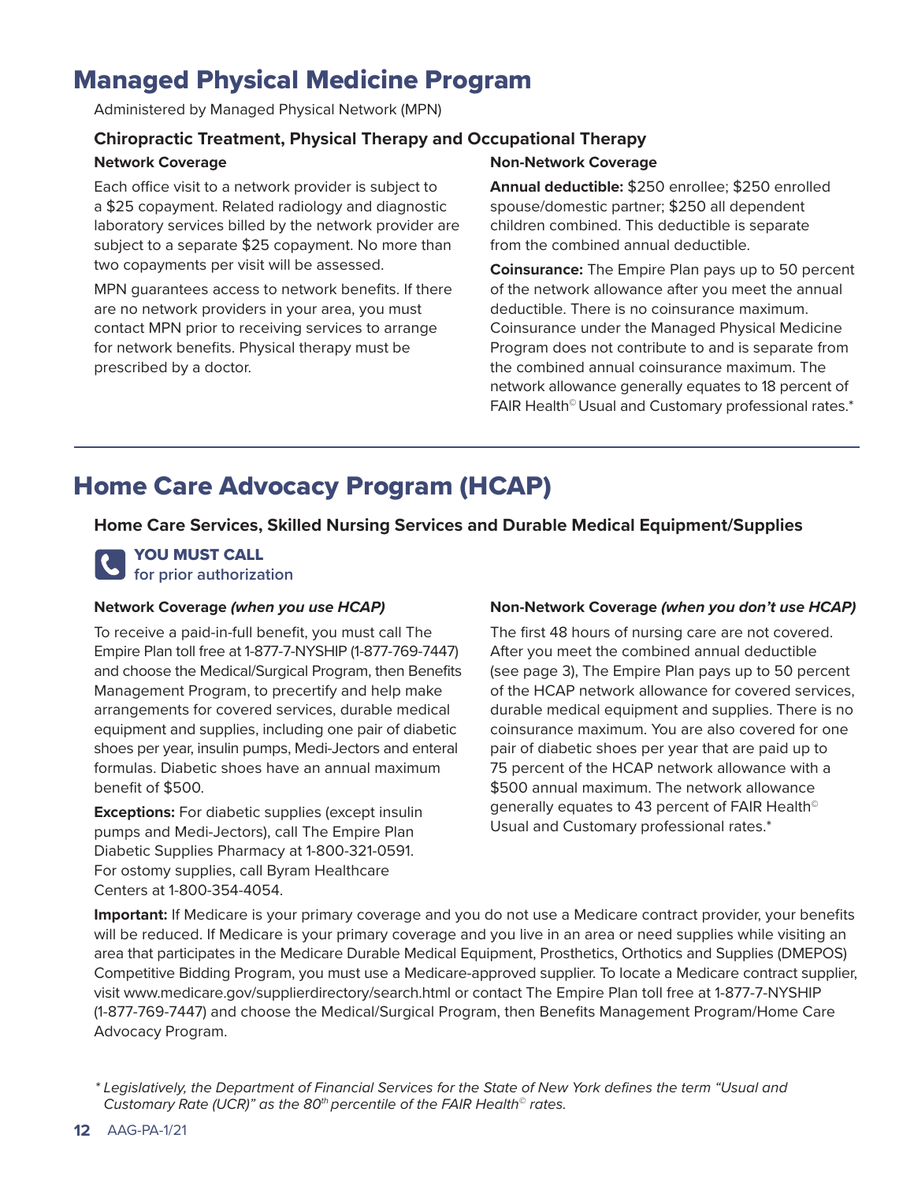# Managed Physical Medicine Program

Administered by Managed Physical Network (MPN)

### Chiropractic Treatment, Physical Therapy and Occupational Therapy

**Network Coverage**

Each office visit to a network provider is subject to a $25 copayment. Related radiology and diagnostic laboratory services billed by the network provider are subject to a separate $25 copayment. No more than two copayments per visit will be assessed.

MPN guarantees access to network benefits. If there are no network providers in your area, you must contact MPN prior to receiving services to arrange for network benefits. Physical therapy must be prescribed by a doctor.

**Non-Network Coverage**

**Annual deductible:** $250 enrollee; $250 enrolled spouse/domestic partner; $250 all dependent children combined. This deductible is separate from the combined annual deductible.

**Coinsurance:** The Empire Plan pays up to 50 percent of the network allowance after you meet the annual deductible. There is no coinsurance maximum. Coinsurance under the Managed Physical Medicine Program does not contribute to and is separate from the combined annual coinsurance maximum. The network allowance generally equates to 18 percent of FAIR Health© Usual and Customary professional rates.*

# Home Care Advocacy Program (HCAP)

### Home Care Services, Skilled Nursing Services and Durable Medical Equipment/Supplies

**YOU MUST CALL**
for prior authorization

**Network Coverage *(when you use HCAP)***

To receive a paid-in-full benefit, you must call The Empire Plan toll free at 1-877-7-NYSHIP (1-877-769-7447) and choose the Medical/Surgical Program, then Benefits Management Program, to precertify and help make arrangements for covered services, durable medical equipment and supplies, including one pair of diabetic shoes per year, insulin pumps, Medi-Jectors and enteral formulas. Diabetic shoes have an annual maximum benefit of $500.

**Exceptions:** For diabetic supplies (except insulin pumps and Medi-Jectors), call The Empire Plan Diabetic Supplies Pharmacy at 1-800-321-0591. For ostomy supplies, call Byram Healthcare Centers at 1-800-354-4054.

**Non-Network Coverage *(when you don't use HCAP)***

The first 48 hours of nursing care are not covered. After you meet the combined annual deductible (see page 3), The Empire Plan pays up to 50 percent of the HCAP network allowance for covered services, durable medical equipment and supplies. There is no coinsurance maximum. You are also covered for one pair of diabetic shoes per year that are paid up to 75 percent of the HCAP network allowance with a $500 annual maximum. The network allowance generally equates to 43 percent of FAIR Health© Usual and Customary professional rates.*

**Important:** If Medicare is your primary coverage and you do not use a Medicare contract provider, your benefits will be reduced. If Medicare is your primary coverage and you live in an area or need supplies while visiting an area that participates in the Medicare Durable Medical Equipment, Prosthetics, Orthotics and Supplies (DMEPOS) Competitive Bidding Program, you must use a Medicare-approved supplier. To locate a Medicare contract supplier, visit www.medicare.gov/supplierdirectory/search.html or contact The Empire Plan toll free at 1-877-7-NYSHIP (1-877-769-7447) and choose the Medical/Surgical Program, then Benefits Management Program/Home Care Advocacy Program.

*\* Legislatively, the Department of Financial Services for the State of New York defines the term "Usual and Customary Rate (UCR)" as the 80th percentile of the FAIR Health© rates.*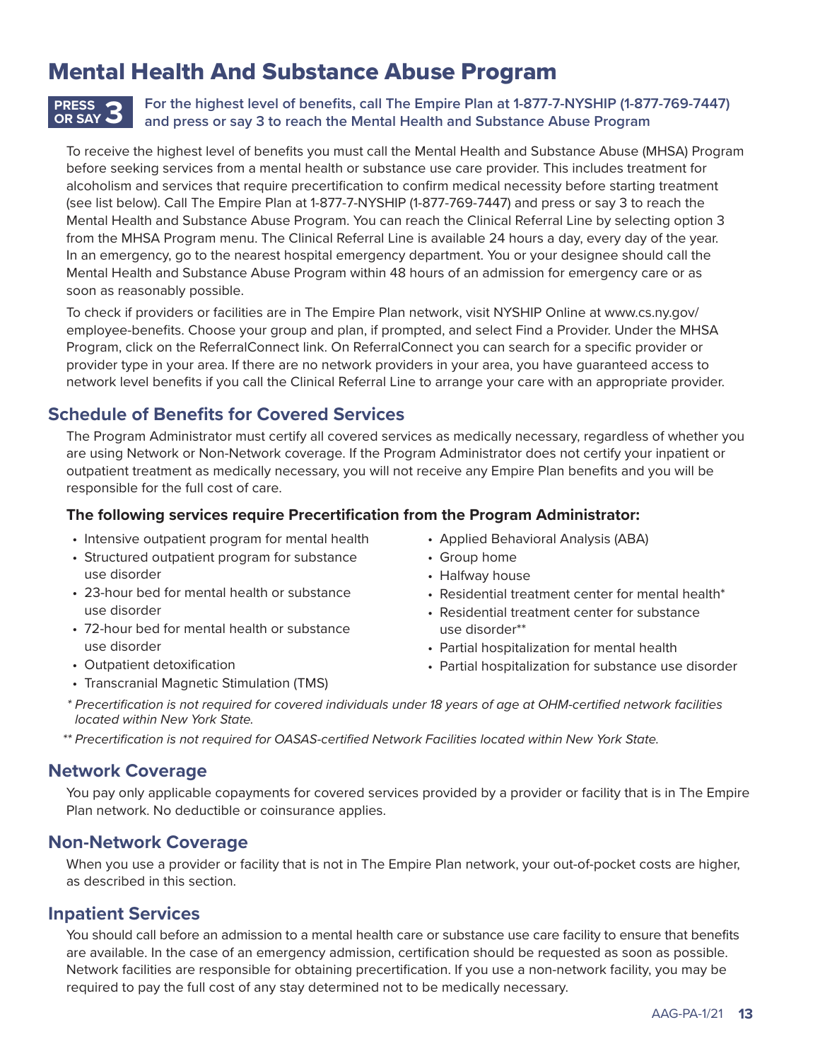# Mental Health And Substance Abuse Program

**PRESS OR SAY 3** **For the highest level of benefits, call The Empire Plan at 1-877-7-NYSHIP (1-877-769-7447) and press or say 3 to reach the Mental Health and Substance Abuse Program**

To receive the highest level of benefits you must call the Mental Health and Substance Abuse (MHSA) Program before seeking services from a mental health or substance use care provider. This includes treatment for alcoholism and services that require precertification to confirm medical necessity before starting treatment (see list below). Call The Empire Plan at 1-877-7-NYSHIP (1-877-769-7447) and press or say 3 to reach the Mental Health and Substance Abuse Program. You can reach the Clinical Referral Line by selecting option 3 from the MHSA Program menu. The Clinical Referral Line is available 24 hours a day, every day of the year. In an emergency, go to the nearest hospital emergency department. You or your designee should call the Mental Health and Substance Abuse Program within 48 hours of an admission for emergency care or as soon as reasonably possible.

To check if providers or facilities are in The Empire Plan network, visit NYSHIP Online at www.cs.ny.gov/employee-benefits. Choose your group and plan, if prompted, and select Find a Provider. Under the MHSA Program, click on the ReferralConnect link. On ReferralConnect you can search for a specific provider or provider type in your area. If there are no network providers in your area, you have guaranteed access to network level benefits if you call the Clinical Referral Line to arrange your care with an appropriate provider.

## Schedule of Benefits for Covered Services

The Program Administrator must certify all covered services as medically necessary, regardless of whether you are using Network or Non-Network coverage. If the Program Administrator does not certify your inpatient or outpatient treatment as medically necessary, you will not receive any Empire Plan benefits and you will be responsible for the full cost of care.

**The following services require Precertification from the Program Administrator:**

- Intensive outpatient program for mental health
- Structured outpatient program for substance use disorder
- 23-hour bed for mental health or substance use disorder
- 72-hour bed for mental health or substance use disorder
- Outpatient detoxification
- Transcranial Magnetic Stimulation (TMS)
- Applied Behavioral Analysis (ABA)
- Group home
- Halfway house
- Residential treatment center for mental health*
- Residential treatment center for substance use disorder**
- Partial hospitalization for mental health
- Partial hospitalization for substance use disorder

*\* Precertification is not required for covered individuals under 18 years of age at OHM-certified network facilities located within New York State.*

*\*\* Precertification is not required for OASAS-certified Network Facilities located within New York State.*

## Network Coverage

You pay only applicable copayments for covered services provided by a provider or facility that is in The Empire Plan network. No deductible or coinsurance applies.

## Non-Network Coverage

When you use a provider or facility that is not in The Empire Plan network, your out-of-pocket costs are higher, as described in this section.

## Inpatient Services

You should call before an admission to a mental health care or substance use care facility to ensure that benefits are available. In the case of an emergency admission, certification should be requested as soon as possible. Network facilities are responsible for obtaining precertification. If you use a non-network facility, you may be required to pay the full cost of any stay determined not to be medically necessary.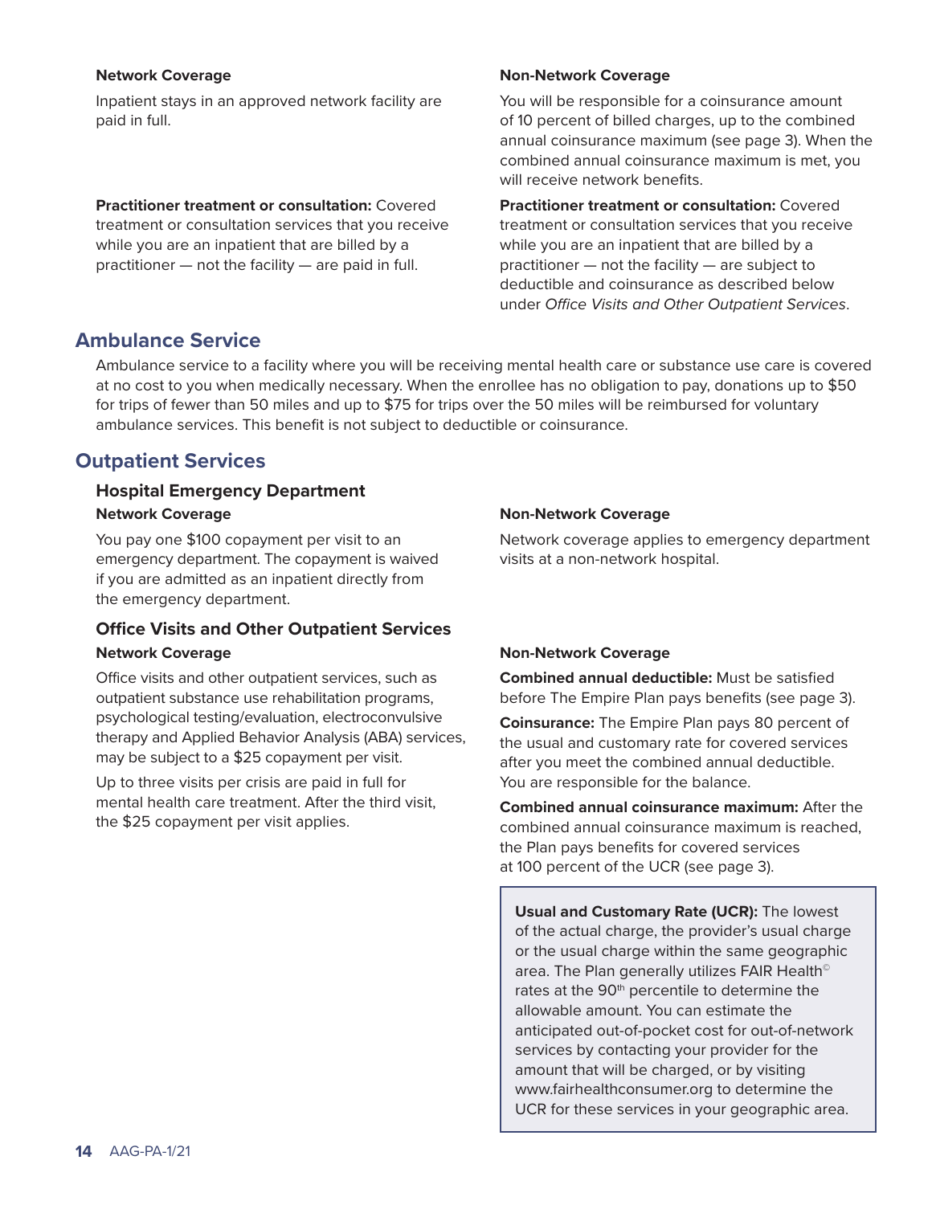**Network Coverage**

Inpatient stays in an approved network facility are paid in full.

**Practitioner treatment or consultation:** Covered treatment or consultation services that you receive while you are an inpatient that are billed by a practitioner — not the facility — are paid in full.

**Non-Network Coverage**

You will be responsible for a coinsurance amount of 10 percent of billed charges, up to the combined annual coinsurance maximum (see page 3). When the combined annual coinsurance maximum is met, you will receive network benefits.

**Practitioner treatment or consultation:** Covered treatment or consultation services that you receive while you are an inpatient that are billed by a practitioner — not the facility — are subject to deductible and coinsurance as described below under *Office Visits and Other Outpatient Services*.

## Ambulance Service

Ambulance service to a facility where you will be receiving mental health care or substance use care is covered at no cost to you when medically necessary. When the enrollee has no obligation to pay, donations up to $50 for trips of fewer than 50 miles and up to $75 for trips over the 50 miles will be reimbursed for voluntary ambulance services. This benefit is not subject to deductible or coinsurance.

## Outpatient Services

### Hospital Emergency Department

**Network Coverage**

You pay one $100 copayment per visit to an emergency department. The copayment is waived if you are admitted as an inpatient directly from the emergency department.

**Non-Network Coverage**

Network coverage applies to emergency department visits at a non-network hospital.

### Office Visits and Other Outpatient Services

**Network Coverage**

Office visits and other outpatient services, such as outpatient substance use rehabilitation programs, psychological testing/evaluation, electroconvulsive therapy and Applied Behavior Analysis (ABA) services, may be subject to a $25 copayment per visit.

Up to three visits per crisis are paid in full for mental health care treatment. After the third visit, the $25 copayment per visit applies.

**Non-Network Coverage**

**Combined annual deductible:** Must be satisfied before The Empire Plan pays benefits (see page 3).

**Coinsurance:** The Empire Plan pays 80 percent of the usual and customary rate for covered services after you meet the combined annual deductible. You are responsible for the balance.

**Combined annual coinsurance maximum:** After the combined annual coinsurance maximum is reached, the Plan pays benefits for covered services at 100 percent of the UCR (see page 3).

**Usual and Customary Rate (UCR):** The lowest of the actual charge, the provider's usual charge or the usual charge within the same geographic area. The Plan generally utilizes FAIR Health© rates at the 90th percentile to determine the allowable amount. You can estimate the anticipated out-of-pocket cost for out-of-network services by contacting your provider for the amount that will be charged, or by visiting www.fairhealthconsumer.org to determine the UCR for these services in your geographic area.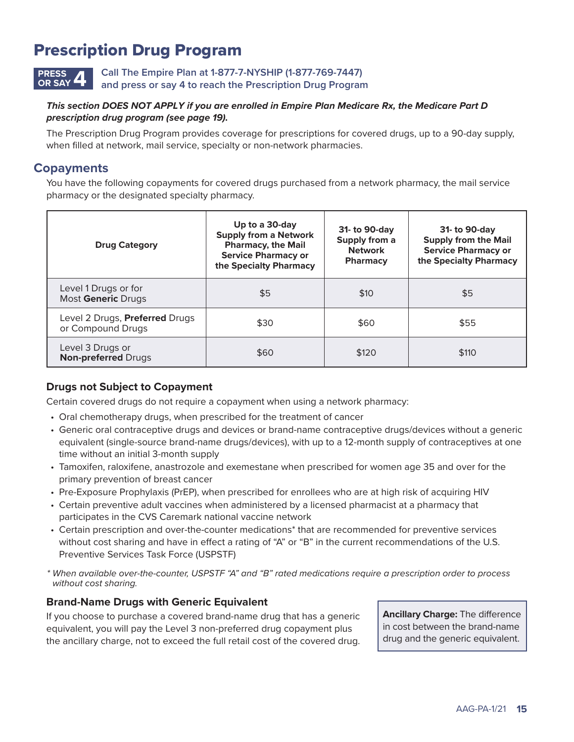# Prescription Drug Program

**PRESS OR SAY 4** Call The Empire Plan at 1-877-7-NYSHIP (1-877-769-7447) and press or say 4 to reach the Prescription Drug Program

***This section DOES NOT APPLY if you are enrolled in Empire Plan Medicare Rx, the Medicare Part D prescription drug program (see page 19).***

The Prescription Drug Program provides coverage for prescriptions for covered drugs, up to a 90-day supply, when filled at network, mail service, specialty or non-network pharmacies.

## Copayments

You have the following copayments for covered drugs purchased from a network pharmacy, the mail service pharmacy or the designated specialty pharmacy.

| Drug Category | Up to a 30-day Supply from a Network Pharmacy, the Mail Service Pharmacy or the Specialty Pharmacy | 31- to 90-day Supply from a Network Pharmacy | 31- to 90-day Supply from the Mail Service Pharmacy or the Specialty Pharmacy |
|---|---|---|---|
| Level 1 Drugs or for Most **Generic** Drugs | $5 | $10 | $5 |
| Level 2 Drugs, **Preferred** Drugs or Compound Drugs | $30 | $60 | $55 |
| Level 3 Drugs or **Non-preferred** Drugs | $60 | $120 | $110 |

### Drugs not Subject to Copayment

Certain covered drugs do not require a copayment when using a network pharmacy:

- Oral chemotherapy drugs, when prescribed for the treatment of cancer
- Generic oral contraceptive drugs and devices or brand-name contraceptive drugs/devices without a generic equivalent (single-source brand-name drugs/devices), with up to a 12-month supply of contraceptives at one time without an initial 3-month supply
- Tamoxifen, raloxifene, anastrozole and exemestane when prescribed for women age 35 and over for the primary prevention of breast cancer
- Pre-Exposure Prophylaxis (PrEP), when prescribed for enrollees who are at high risk of acquiring HIV
- Certain preventive adult vaccines when administered by a licensed pharmacist at a pharmacy that participates in the CVS Caremark national vaccine network
- Certain prescription and over-the-counter medications* that are recommended for preventive services without cost sharing and have in effect a rating of "A" or "B" in the current recommendations of the U.S. Preventive Services Task Force (USPSTF)

*\* When available over-the-counter, USPSTF "A" and "B" rated medications require a prescription order to process without cost sharing.*

### Brand-Name Drugs with Generic Equivalent

If you choose to purchase a covered brand-name drug that has a generic equivalent, you will pay the Level 3 non-preferred drug copayment plus the ancillary charge, not to exceed the full retail cost of the covered drug.

**Ancillary Charge:** The difference in cost between the brand-name drug and the generic equivalent.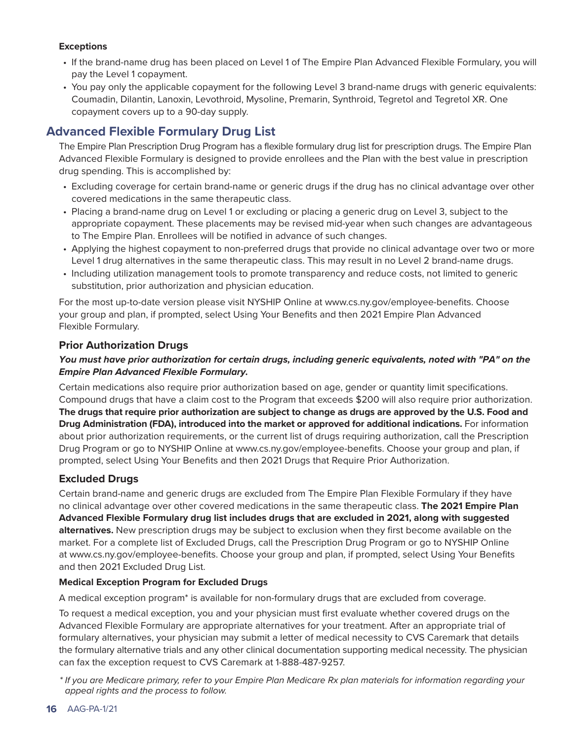**Exceptions**

- If the brand-name drug has been placed on Level 1 of The Empire Plan Advanced Flexible Formulary, you will pay the Level 1 copayment.
- You pay only the applicable copayment for the following Level 3 brand-name drugs with generic equivalents: Coumadin, Dilantin, Lanoxin, Levothroid, Mysoline, Premarin, Synthroid, Tegretol and Tegretol XR. One copayment covers up to a 90-day supply.

## Advanced Flexible Formulary Drug List

The Empire Plan Prescription Drug Program has a flexible formulary drug list for prescription drugs. The Empire Plan Advanced Flexible Formulary is designed to provide enrollees and the Plan with the best value in prescription drug spending. This is accomplished by:

- Excluding coverage for certain brand-name or generic drugs if the drug has no clinical advantage over other covered medications in the same therapeutic class.
- Placing a brand-name drug on Level 1 or excluding or placing a generic drug on Level 3, subject to the appropriate copayment. These placements may be revised mid-year when such changes are advantageous to The Empire Plan. Enrollees will be notified in advance of such changes.
- Applying the highest copayment to non-preferred drugs that provide no clinical advantage over two or more Level 1 drug alternatives in the same therapeutic class. This may result in no Level 2 brand-name drugs.
- Including utilization management tools to promote transparency and reduce costs, not limited to generic substitution, prior authorization and physician education.

For the most up-to-date version please visit NYSHIP Online at www.cs.ny.gov/employee-benefits. Choose your group and plan, if prompted, select Using Your Benefits and then 2021 Empire Plan Advanced Flexible Formulary.

### Prior Authorization Drugs

***You must have prior authorization for certain drugs, including generic equivalents, noted with "PA" on the Empire Plan Advanced Flexible Formulary.***

Certain medications also require prior authorization based on age, gender or quantity limit specifications. Compound drugs that have a claim cost to the Program that exceeds $200 will also require prior authorization. **The drugs that require prior authorization are subject to change as drugs are approved by the U.S. Food and Drug Administration (FDA), introduced into the market or approved for additional indications.** For information about prior authorization requirements, or the current list of drugs requiring authorization, call the Prescription Drug Program or go to NYSHIP Online at www.cs.ny.gov/employee-benefits. Choose your group and plan, if prompted, select Using Your Benefits and then 2021 Drugs that Require Prior Authorization.

### Excluded Drugs

Certain brand-name and generic drugs are excluded from The Empire Plan Flexible Formulary if they have no clinical advantage over other covered medications in the same therapeutic class. **The 2021 Empire Plan Advanced Flexible Formulary drug list includes drugs that are excluded in 2021, along with suggested alternatives.** New prescription drugs may be subject to exclusion when they first become available on the market. For a complete list of Excluded Drugs, call the Prescription Drug Program or go to NYSHIP Online at www.cs.ny.gov/employee-benefits. Choose your group and plan, if prompted, select Using Your Benefits and then 2021 Excluded Drug List.

**Medical Exception Program for Excluded Drugs**

A medical exception program* is available for non-formulary drugs that are excluded from coverage.

To request a medical exception, you and your physician must first evaluate whether covered drugs on the Advanced Flexible Formulary are appropriate alternatives for your treatment. After an appropriate trial of formulary alternatives, your physician may submit a letter of medical necessity to CVS Caremark that details the formulary alternative trials and any other clinical documentation supporting medical necessity. The physician can fax the exception request to CVS Caremark at 1-888-487-9257.

*\* If you are Medicare primary, refer to your Empire Plan Medicare Rx plan materials for information regarding your appeal rights and the process to follow.*

AAG-PA-1/21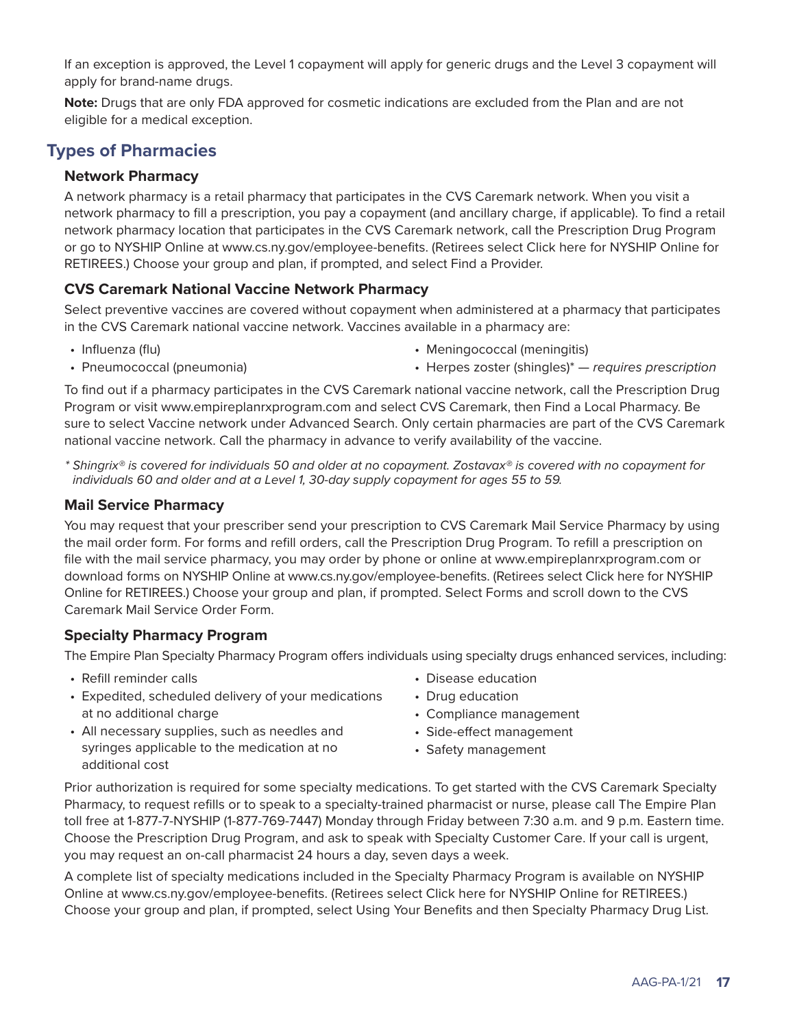If an exception is approved, the Level 1 copayment will apply for generic drugs and the Level 3 copayment will apply for brand-name drugs.

**Note:** Drugs that are only FDA approved for cosmetic indications are excluded from the Plan and are not eligible for a medical exception.

## Types of Pharmacies

### Network Pharmacy

A network pharmacy is a retail pharmacy that participates in the CVS Caremark network. When you visit a network pharmacy to fill a prescription, you pay a copayment (and ancillary charge, if applicable). To find a retail network pharmacy location that participates in the CVS Caremark network, call the Prescription Drug Program or go to NYSHIP Online at www.cs.ny.gov/employee-benefits. (Retirees select Click here for NYSHIP Online for RETIREES.) Choose your group and plan, if prompted, and select Find a Provider.

### CVS Caremark National Vaccine Network Pharmacy

Select preventive vaccines are covered without copayment when administered at a pharmacy that participates in the CVS Caremark national vaccine network. Vaccines available in a pharmacy are:

- Influenza (flu)
- Pneumococcal (pneumonia)
- Meningococcal (meningitis)
- Herpes zoster (shingles)* — *requires prescription*

To find out if a pharmacy participates in the CVS Caremark national vaccine network, call the Prescription Drug Program or visit www.empireplanrxprogram.com and select CVS Caremark, then Find a Local Pharmacy. Be sure to select Vaccine network under Advanced Search. Only certain pharmacies are part of the CVS Caremark national vaccine network. Call the pharmacy in advance to verify availability of the vaccine.

*\* Shingrix® is covered for individuals 50 and older at no copayment. Zostavax® is covered with no copayment for individuals 60 and older and at a Level 1, 30-day supply copayment for ages 55 to 59.*

### Mail Service Pharmacy

You may request that your prescriber send your prescription to CVS Caremark Mail Service Pharmacy by using the mail order form. For forms and refill orders, call the Prescription Drug Program. To refill a prescription on file with the mail service pharmacy, you may order by phone or online at www.empireplanrxprogram.com or download forms on NYSHIP Online at www.cs.ny.gov/employee-benefits. (Retirees select Click here for NYSHIP Online for RETIREES.) Choose your group and plan, if prompted. Select Forms and scroll down to the CVS Caremark Mail Service Order Form.

### Specialty Pharmacy Program

The Empire Plan Specialty Pharmacy Program offers individuals using specialty drugs enhanced services, including:

- Refill reminder calls
- Expedited, scheduled delivery of your medications at no additional charge
- All necessary supplies, such as needles and syringes applicable to the medication at no additional cost
- Disease education
- Drug education
- Compliance management
- Side-effect management
- Safety management

Prior authorization is required for some specialty medications. To get started with the CVS Caremark Specialty Pharmacy, to request refills or to speak to a specialty-trained pharmacist or nurse, please call The Empire Plan toll free at 1-877-7-NYSHIP (1-877-769-7447) Monday through Friday between 7:30 a.m. and 9 p.m. Eastern time. Choose the Prescription Drug Program, and ask to speak with Specialty Customer Care. If your call is urgent, you may request an on-call pharmacist 24 hours a day, seven days a week.

A complete list of specialty medications included in the Specialty Pharmacy Program is available on NYSHIP Online at www.cs.ny.gov/employee-benefits. (Retirees select Click here for NYSHIP Online for RETIREES.) Choose your group and plan, if prompted, select Using Your Benefits and then Specialty Pharmacy Drug List.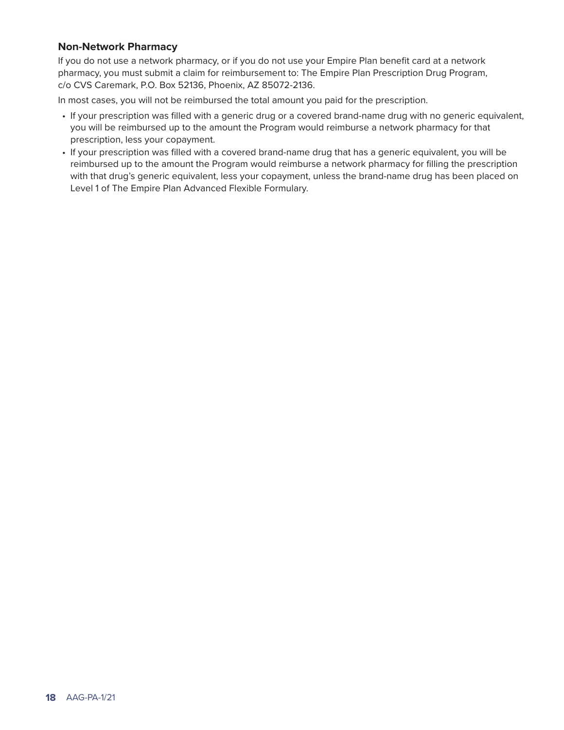### Non-Network Pharmacy

If you do not use a network pharmacy, or if you do not use your Empire Plan benefit card at a network pharmacy, you must submit a claim for reimbursement to: The Empire Plan Prescription Drug Program, c/o CVS Caremark, P.O. Box 52136, Phoenix, AZ 85072-2136.

In most cases, you will not be reimbursed the total amount you paid for the prescription.

- If your prescription was filled with a generic drug or a covered brand-name drug with no generic equivalent, you will be reimbursed up to the amount the Program would reimburse a network pharmacy for that prescription, less your copayment.
- If your prescription was filled with a covered brand-name drug that has a generic equivalent, you will be reimbursed up to the amount the Program would reimburse a network pharmacy for filling the prescription with that drug's generic equivalent, less your copayment, unless the brand-name drug has been placed on Level 1 of The Empire Plan Advanced Flexible Formulary.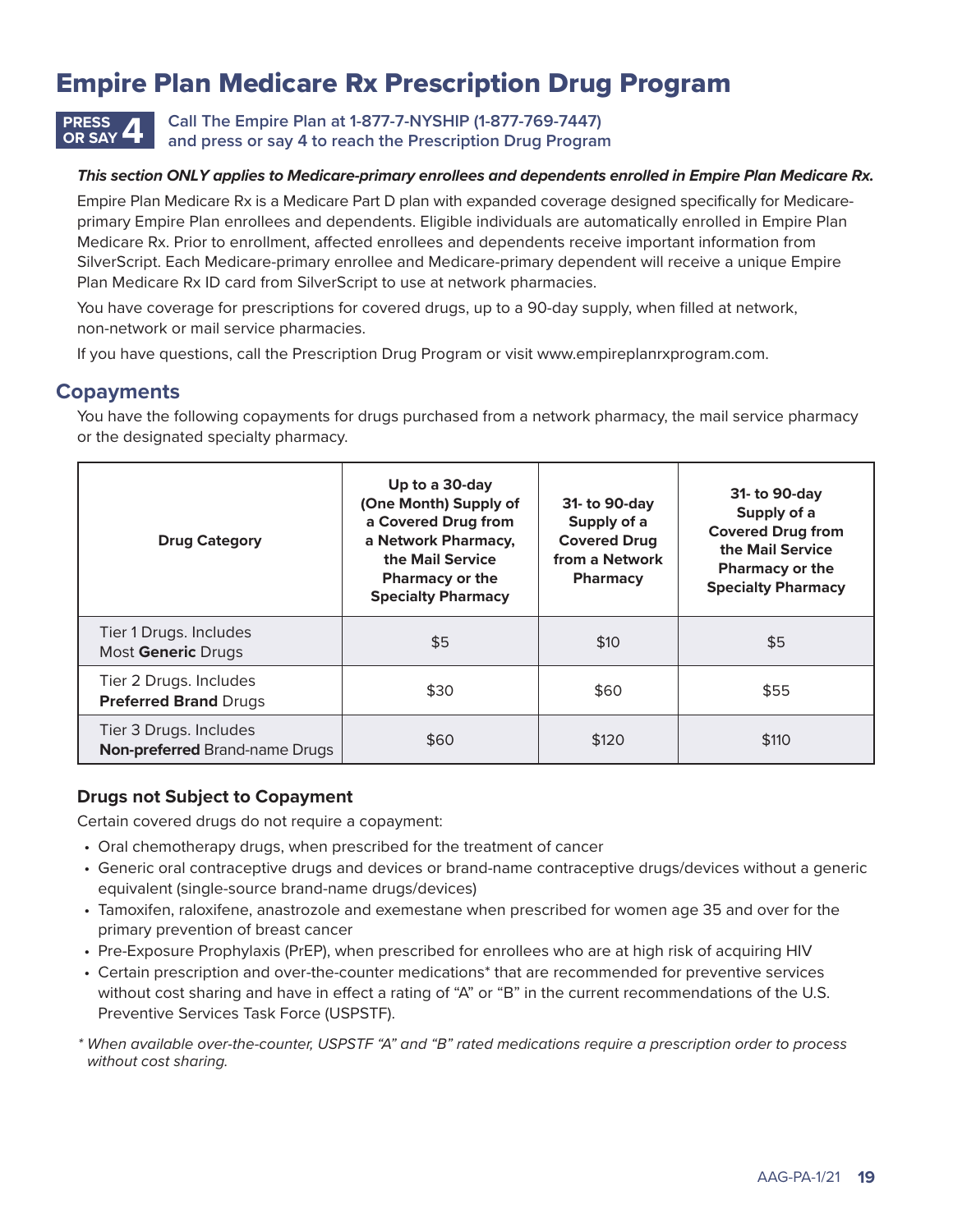# Empire Plan Medicare Rx Prescription Drug Program

**PRESS OR SAY 4** Call The Empire Plan at 1-877-7-NYSHIP (1-877-769-7447) and press or say 4 to reach the Prescription Drug Program

***This section ONLY applies to Medicare-primary enrollees and dependents enrolled in Empire Plan Medicare Rx.***

Empire Plan Medicare Rx is a Medicare Part D plan with expanded coverage designed specifically for Medicare-primary Empire Plan enrollees and dependents. Eligible individuals are automatically enrolled in Empire Plan Medicare Rx. Prior to enrollment, affected enrollees and dependents receive important information from SilverScript. Each Medicare-primary enrollee and Medicare-primary dependent will receive a unique Empire Plan Medicare Rx ID card from SilverScript to use at network pharmacies.

You have coverage for prescriptions for covered drugs, up to a 90-day supply, when filled at network, non-network or mail service pharmacies.

If you have questions, call the Prescription Drug Program or visit www.empireplanrxprogram.com.

## Copayments

You have the following copayments for drugs purchased from a network pharmacy, the mail service pharmacy or the designated specialty pharmacy.

| Drug Category | Up to a 30-day (One Month) Supply of a Covered Drug from a Network Pharmacy, the Mail Service Pharmacy or the Specialty Pharmacy | 31- to 90-day Supply of a Covered Drug from a Network Pharmacy | 31- to 90-day Supply of a Covered Drug from the Mail Service Pharmacy or the Specialty Pharmacy |
|---|---|---|---|
| Tier 1 Drugs. Includes Most **Generic** Drugs | $5 | $10 | $5 |
| Tier 2 Drugs. Includes **Preferred Brand** Drugs | $30 | $60 | $55 |
| Tier 3 Drugs. Includes **Non-preferred** Brand-name Drugs | $60 | $120 | $110 |

### Drugs not Subject to Copayment

Certain covered drugs do not require a copayment:

- Oral chemotherapy drugs, when prescribed for the treatment of cancer
- Generic oral contraceptive drugs and devices or brand-name contraceptive drugs/devices without a generic equivalent (single-source brand-name drugs/devices)
- Tamoxifen, raloxifene, anastrozole and exemestane when prescribed for women age 35 and over for the primary prevention of breast cancer
- Pre-Exposure Prophylaxis (PrEP), when prescribed for enrollees who are at high risk of acquiring HIV
- Certain prescription and over-the-counter medications* that are recommended for preventive services without cost sharing and have in effect a rating of "A" or "B" in the current recommendations of the U.S. Preventive Services Task Force (USPSTF).

*\* When available over-the-counter, USPSTF "A" and "B" rated medications require a prescription order to process without cost sharing.*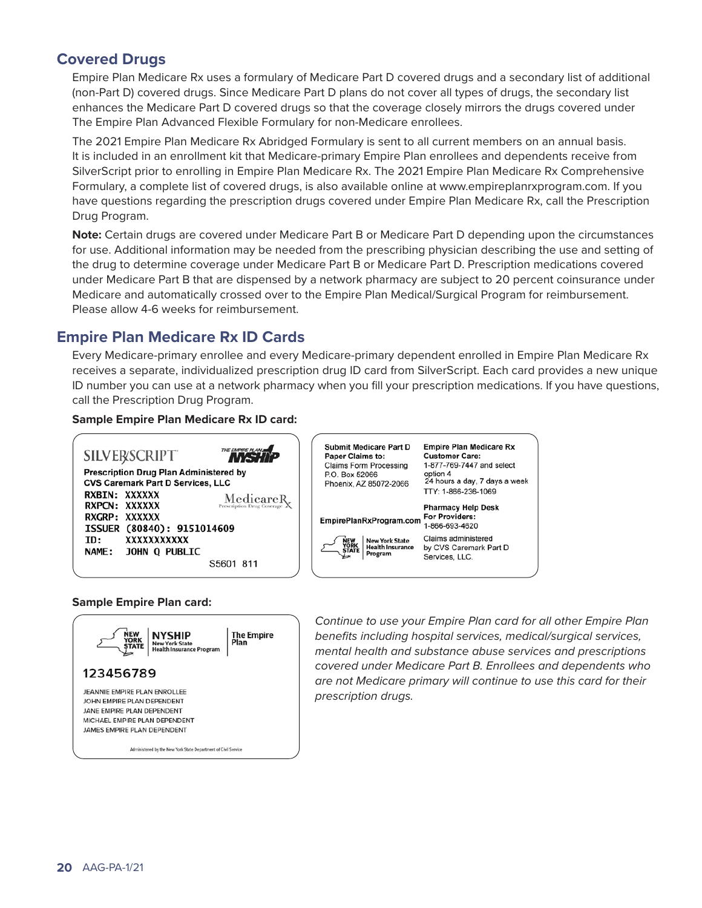## Covered Drugs

Empire Plan Medicare Rx uses a formulary of Medicare Part D covered drugs and a secondary list of additional (non-Part D) covered drugs. Since Medicare Part D plans do not cover all types of drugs, the secondary list enhances the Medicare Part D covered drugs so that the coverage closely mirrors the drugs covered under The Empire Plan Advanced Flexible Formulary for non-Medicare enrollees.

The 2021 Empire Plan Medicare Rx Abridged Formulary is sent to all current members on an annual basis. It is included in an enrollment kit that Medicare-primary Empire Plan enrollees and dependents receive from SilverScript prior to enrolling in Empire Plan Medicare Rx. The 2021 Empire Plan Medicare Rx Comprehensive Formulary, a complete list of covered drugs, is also available online at www.empireplanrxprogram.com. If you have questions regarding the prescription drugs covered under Empire Plan Medicare Rx, call the Prescription Drug Program.

**Note:** Certain drugs are covered under Medicare Part B or Medicare Part D depending upon the circumstances for use. Additional information may be needed from the prescribing physician describing the use and setting of the drug to determine coverage under Medicare Part B or Medicare Part D. Prescription medications covered under Medicare Part B that are dispensed by a network pharmacy are subject to 20 percent coinsurance under Medicare and automatically crossed over to the Empire Plan Medical/Surgical Program for reimbursement. Please allow 4-6 weeks for reimbursement.

## Empire Plan Medicare Rx ID Cards

Every Medicare-primary enrollee and every Medicare-primary dependent enrolled in Empire Plan Medicare Rx receives a separate, individualized prescription drug ID card from SilverScript. Each card provides a new unique ID number you can use at a network pharmacy when you fill your prescription medications. If you have questions, call the Prescription Drug Program.

**Sample Empire Plan Medicare Rx ID card:**

SILVERSCRIPT — THE EMPIRE PLAN NYSHIP

Prescription Drug Plan Administered by CVS Caremark Part D Services, LLC

RXBIN: XXXXXX
RXPCN: XXXXXX
RXGRP: XXXXXX
ISSUER (80840): 9151014609
ID: XXXXXXXXXXX
NAME: JOHN Q PUBLIC

MedicareRx Prescription Drug Coverage

S5601 811

**Submit Medicare Part D Paper Claims to:**
Claims Form Processing
P.O. Box 52066
Phoenix, AZ 85072-2066

EmpirePlanRxProgram.com

New York State Health Insurance Program

**Empire Plan Medicare Rx Customer Care:**
1-877-769-7447 and select option 4
24 hours a day, 7 days a week
TTY: 1-866-236-1069

**Pharmacy Help Desk For Providers:**
1-866-693-4620

Claims administered by CVS Caremark Part D Services, LLC.

**Sample Empire Plan card:**

NEW YORK STATE — NYSHIP New York State Health Insurance Program — The Empire Plan

123456789

JEANNIE EMPIRE PLAN ENROLLEE
JOHN EMPIRE PLAN DEPENDENT
JANE EMPIRE PLAN DEPENDENT
MICHAEL EMPIRE PLAN DEPENDENT
JAMES EMPIRE PLAN DEPENDENT

Administered by the New York State Department of Civil Service

*Continue to use your Empire Plan card for all other Empire Plan benefits including hospital services, medical/surgical services, mental health and substance abuse services and prescriptions covered under Medicare Part B. Enrollees and dependents who are not Medicare primary will continue to use this card for their prescription drugs.*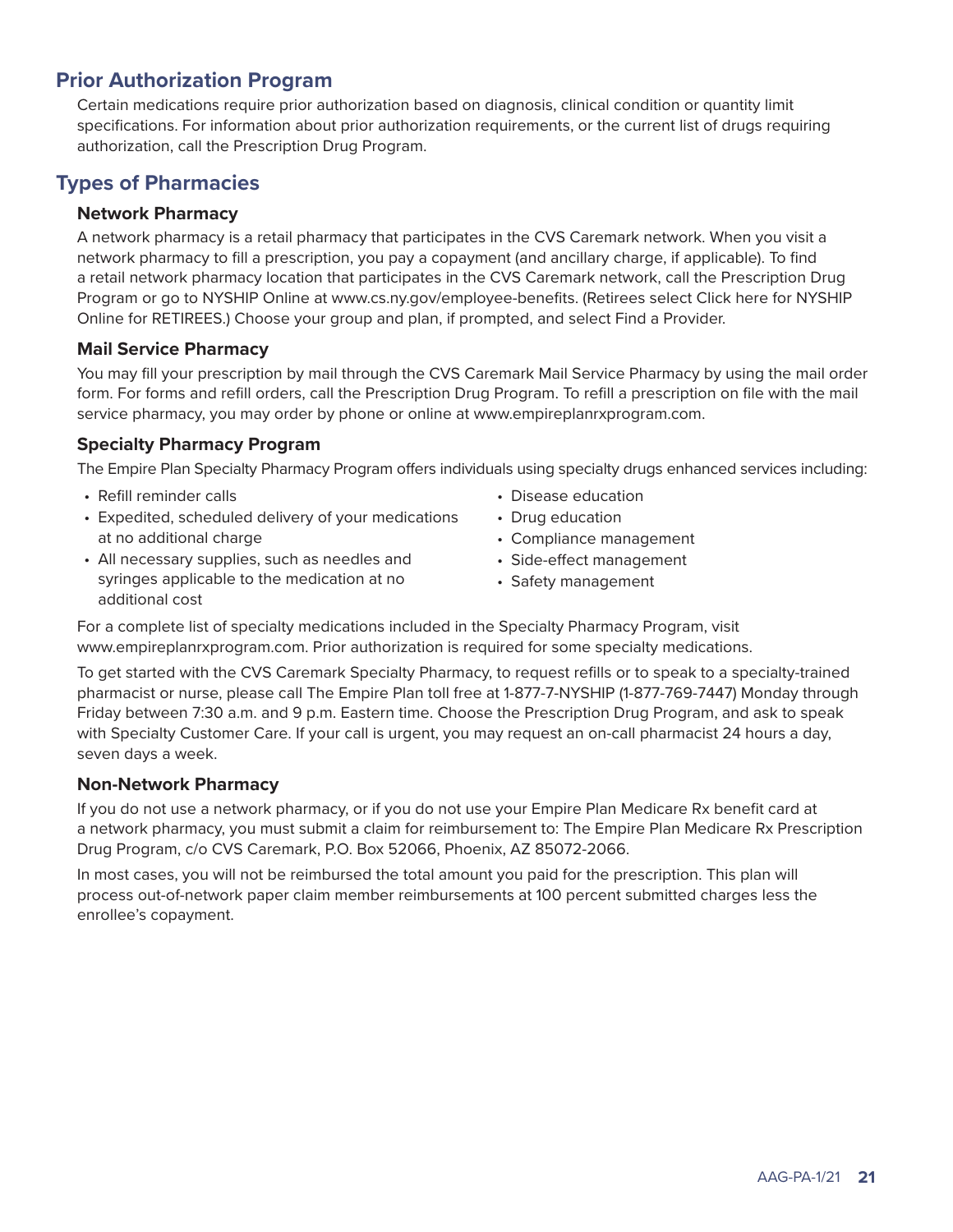## Prior Authorization Program

Certain medications require prior authorization based on diagnosis, clinical condition or quantity limit specifications. For information about prior authorization requirements, or the current list of drugs requiring authorization, call the Prescription Drug Program.

## Types of Pharmacies

### Network Pharmacy

A network pharmacy is a retail pharmacy that participates in the CVS Caremark network. When you visit a network pharmacy to fill a prescription, you pay a copayment (and ancillary charge, if applicable). To find a retail network pharmacy location that participates in the CVS Caremark network, call the Prescription Drug Program or go to NYSHIP Online at www.cs.ny.gov/employee-benefits. (Retirees select Click here for NYSHIP Online for RETIREES.) Choose your group and plan, if prompted, and select Find a Provider.

### Mail Service Pharmacy

You may fill your prescription by mail through the CVS Caremark Mail Service Pharmacy by using the mail order form. For forms and refill orders, call the Prescription Drug Program. To refill a prescription on file with the mail service pharmacy, you may order by phone or online at www.empireplanrxprogram.com.

### Specialty Pharmacy Program

The Empire Plan Specialty Pharmacy Program offers individuals using specialty drugs enhanced services including:

- Refill reminder calls
- Expedited, scheduled delivery of your medications at no additional charge
- All necessary supplies, such as needles and syringes applicable to the medication at no additional cost
- Disease education
- Drug education
- Compliance management
- Side-effect management
- Safety management

For a complete list of specialty medications included in the Specialty Pharmacy Program, visit www.empireplanrxprogram.com. Prior authorization is required for some specialty medications.

To get started with the CVS Caremark Specialty Pharmacy, to request refills or to speak to a specialty-trained pharmacist or nurse, please call The Empire Plan toll free at 1-877-7-NYSHIP (1-877-769-7447) Monday through Friday between 7:30 a.m. and 9 p.m. Eastern time. Choose the Prescription Drug Program, and ask to speak with Specialty Customer Care. If your call is urgent, you may request an on-call pharmacist 24 hours a day, seven days a week.

### Non-Network Pharmacy

If you do not use a network pharmacy, or if you do not use your Empire Plan Medicare Rx benefit card at a network pharmacy, you must submit a claim for reimbursement to: The Empire Plan Medicare Rx Prescription Drug Program, c/o CVS Caremark, P.O. Box 52066, Phoenix, AZ 85072-2066.

In most cases, you will not be reimbursed the total amount you paid for the prescription. This plan will process out-of-network paper claim member reimbursements at 100 percent submitted charges less the enrollee's copayment.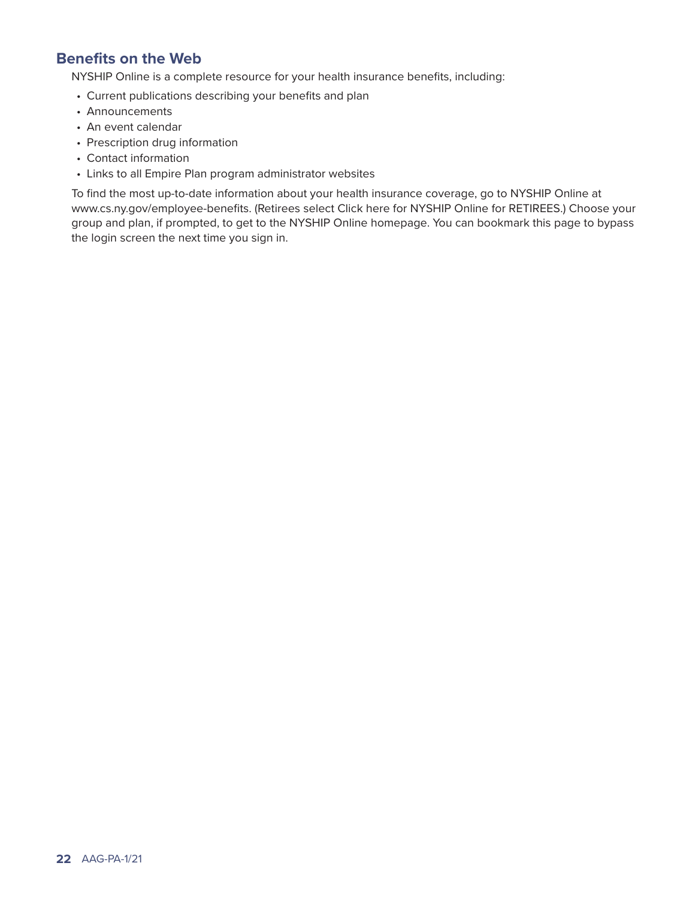## Benefits on the Web

NYSHIP Online is a complete resource for your health insurance benefits, including:

- Current publications describing your benefits and plan
- Announcements
- An event calendar
- Prescription drug information
- Contact information
- Links to all Empire Plan program administrator websites

To find the most up-to-date information about your health insurance coverage, go to NYSHIP Online at www.cs.ny.gov/employee-benefits. (Retirees select Click here for NYSHIP Online for RETIREES.) Choose your group and plan, if prompted, to get to the NYSHIP Online homepage. You can bookmark this page to bypass the login screen the next time you sign in.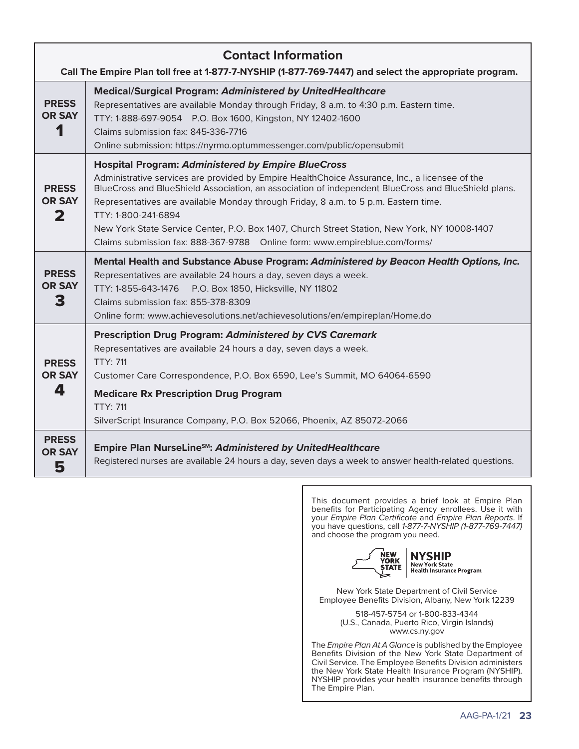## Contact Information

**Call The Empire Plan toll free at 1-877-7-NYSHIP (1-877-769-7447) and select the appropriate program.**

| | |
|---|---|
| **PRESS OR SAY 1** | **Medical/Surgical Program: *Administered by UnitedHealthcare***<br>Representatives are available Monday through Friday, 8 a.m. to 4:30 p.m. Eastern time.<br>TTY: 1-888-697-9054 P.O. Box 1600, Kingston, NY 12402-1600<br>Claims submission fax: 845-336-7716<br>Online submission: https://nyrmo.optummessenger.com/public/opensubmit |
| **PRESS OR SAY 2** | **Hospital Program: *Administered by Empire BlueCross***<br>Administrative services are provided by Empire HealthChoice Assurance, Inc., a licensee of the BlueCross and BlueShield Association, an association of independent BlueCross and BlueShield plans.<br>Representatives are available Monday through Friday, 8 a.m. to 5 p.m. Eastern time.<br>TTY: 1-800-241-6894<br>New York State Service Center, P.O. Box 1407, Church Street Station, New York, NY 10008-1407<br>Claims submission fax: 888-367-9788 Online form: www.empireblue.com/forms/ |
| **PRESS OR SAY 3** | **Mental Health and Substance Abuse Program: *Administered by Beacon Health Options, Inc.***<br>Representatives are available 24 hours a day, seven days a week.<br>TTY: 1-855-643-1476 P.O. Box 1850, Hicksville, NY 11802<br>Claims submission fax: 855-378-8309<br>Online form: www.achievesolutions.net/achievesolutions/en/empireplan/Home.do |
| **PRESS OR SAY 4** | **Prescription Drug Program: *Administered by CVS Caremark***<br>Representatives are available 24 hours a day, seven days a week.<br>TTY: 711<br>Customer Care Correspondence, P.O. Box 6590, Lee's Summit, MO 64064-6590<br>**Medicare Rx Prescription Drug Program**<br>TTY: 711<br>SilverScript Insurance Company, P.O. Box 52066, Phoenix, AZ 85072-2066 |
| **PRESS OR SAY 5** | **Empire Plan NurseLine℠: *Administered by UnitedHealthcare***<br>Registered nurses are available 24 hours a day, seven days a week to answer health-related questions. |

This document provides a brief look at Empire Plan benefits for Participating Agency enrollees. Use it with your *Empire Plan Certificate* and *Empire Plan Reports*. If you have questions, call *1-877-7-NYSHIP (1-877-769-7447)* and choose the program you need.

NEW YORK STATE | **NYSHIP** New York State Health Insurance Program

New York State Department of Civil Service
Employee Benefits Division, Albany, New York 12239

518-457-5754 or 1-800-833-4344
(U.S., Canada, Puerto Rico, Virgin Islands)
www.cs.ny.gov

The *Empire Plan At A Glance* is published by the Employee Benefits Division of the New York State Department of Civil Service. The Employee Benefits Division administers the New York State Health Insurance Program (NYSHIP). NYSHIP provides your health insurance benefits through The Empire Plan.

AAG-PA-1/21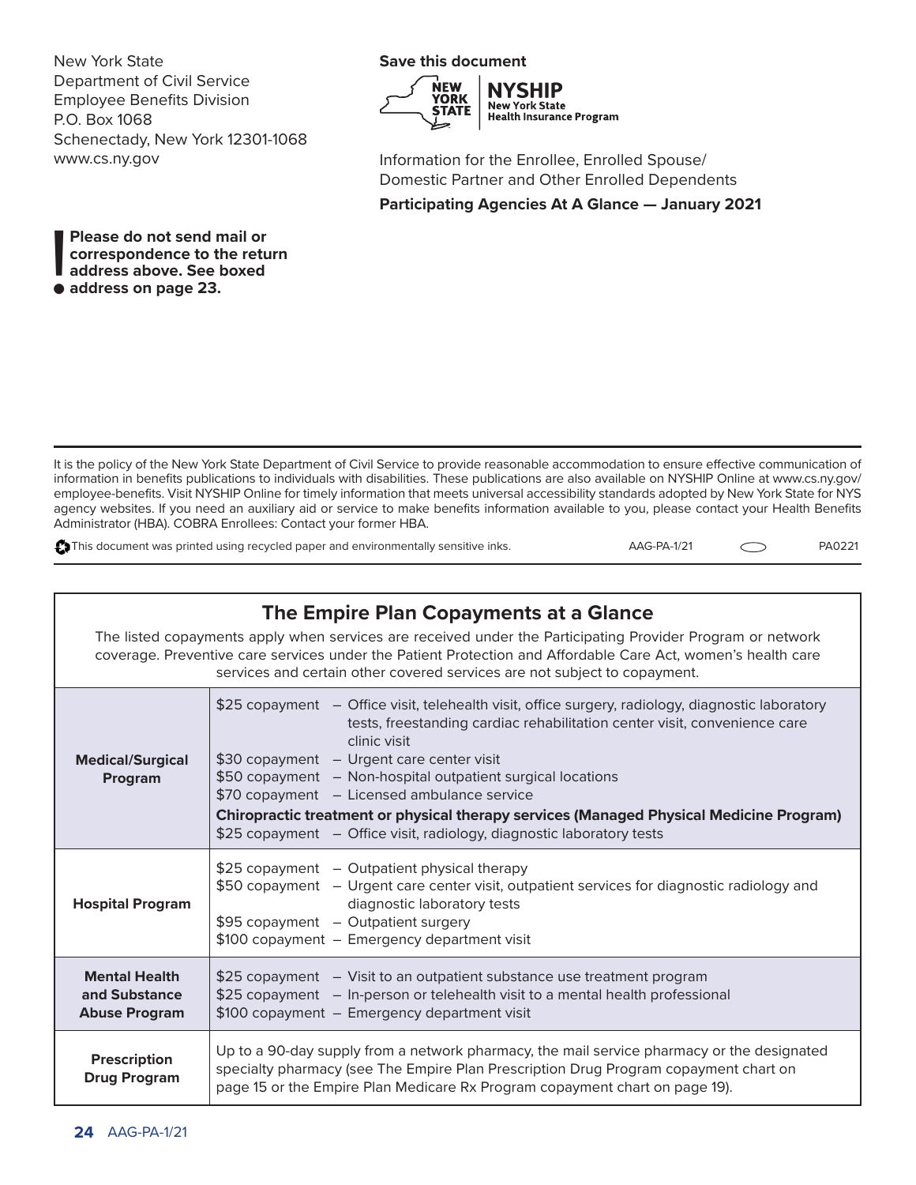New York State
Department of Civil Service
Employee Benefits Division
P.O. Box 1068
Schenectady, New York 12301-1068
www.cs.ny.gov

**Please do not send mail or correspondence to the return address above. See boxed address on page 23.**

**Save this document**

**NYSHIP**
New York State Health Insurance Program

Information for the Enrollee, Enrolled Spouse/Domestic Partner and Other Enrolled Dependents

**Participating Agencies At A Glance — January 2021**

It is the policy of the New York State Department of Civil Service to provide reasonable accommodation to ensure effective communication of information in benefits publications to individuals with disabilities. These publications are also available on NYSHIP Online at www.cs.ny.gov/employee-benefits. Visit NYSHIP Online for timely information that meets universal accessibility standards adopted by New York State for NYS agency websites. If you need an auxiliary aid or service to make benefits information available to you, please contact your Health Benefits Administrator (HBA). COBRA Enrollees: Contact your former HBA.

This document was printed using recycled paper and environmentally sensitive inks. AAG-PA-1/21 PA0221

## The Empire Plan Copayments at a Glance

The listed copayments apply when services are received under the Participating Provider Program or network coverage. Preventive care services under the Patient Protection and Affordable Care Act, women's health care services and certain other covered services are not subject to copayment.

| | |
|---|---|
| **Medical/Surgical Program** | $25 copayment – Office visit, telehealth visit, office surgery, radiology, diagnostic laboratory tests, freestanding cardiac rehabilitation center visit, convenience care clinic visit<br>$30 copayment – Urgent care center visit<br>$50 copayment – Non-hospital outpatient surgical locations<br>$70 copayment – Licensed ambulance service<br>**Chiropractic treatment or physical therapy services (Managed Physical Medicine Program)**<br>$25 copayment – Office visit, radiology, diagnostic laboratory tests |
| **Hospital Program** | $25 copayment – Outpatient physical therapy<br>$50 copayment – Urgent care center visit, outpatient services for diagnostic radiology and diagnostic laboratory tests<br>$95 copayment – Outpatient surgery<br>$100 copayment – Emergency department visit |
| **Mental Health and Substance Abuse Program** | $25 copayment – Visit to an outpatient substance use treatment program<br>$25 copayment – In-person or telehealth visit to a mental health professional<br>$100 copayment – Emergency department visit |
| **Prescription Drug Program** | Up to a 90-day supply from a network pharmacy, the mail service pharmacy or the designated specialty pharmacy (see The Empire Plan Prescription Drug Program copayment chart on page 15 or the Empire Plan Medicare Rx Program copayment chart on page 19). |

AAG-PA-1/21